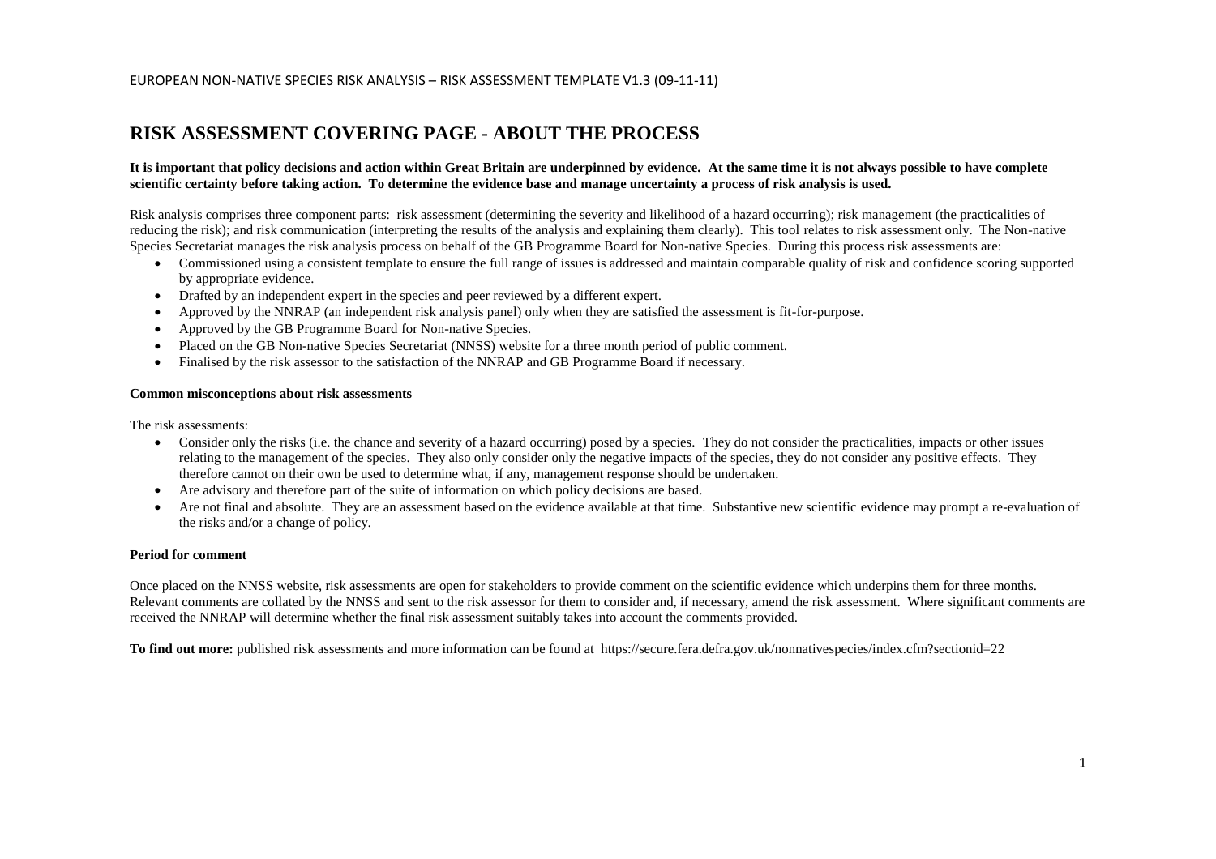# RISK ASSESSMENT COVERING PAGE - ABOUT THE PROCESS

**It is important that policy decisions and action within Great Britain are underpinned by evidence. At the same time it is not always possible to have complete scientific certainty before taking action. To determine the evidence base and manage uncertainty a process of risk analysis is used.**

Risk analysis comprises three component parts: risk assessment (determining the severity and likelihood of a hazard occurring); risk management (the practicalities of reducing the risk); and risk communication (interpreting the results of the analysis and explaining them clearly). This tool relates to risk assessment only. The Non-native Species Secretariat manages the risk analysis process on behalf of the GB Programme Board for Non-native Species. During this process risk assessments are:

- Commissioned using a consistent template to ensure the full range of issues is addressed and maintain comparable quality of risk and confidence scoring supported by appropriate evidence.
- Drafted by an independent expert in the species and peer reviewed by a different expert.
- Approved by the NNRAP (an independent risk analysis panel) only when they are satisfied the assessment is fit-for-purpose.
- Approved by the GB Programme Board for Non-native Species.
- Placed on the GB Non-native Species Secretariat (NNSS) website for a three month period of public comment.
- Finalised by the risk assessor to the satisfaction of the NNRAP and GB Programme Board if necessary.

**Common misconceptions about risk assessments**

The risk assessments:

- Consider only the risks (i.e. the chance and severity of a hazard occurring) posed by a species. They do not consider the practicalities, impacts or other issues relating to the management of the species. They also only consider only the negative impacts of the species, they do not consider any positive effects. They therefore cannot on their own be used to determine what, if any, management response should be undertaken.
- Are advisory and therefore part of the suite of information on which policy decisions are based.
- Are not final and absolute. They are an assessment based on the evidence available at that time. Substantive new scientific evidence may prompt a re-evaluation of the risks and/or a change of policy.

**Period for comment**

Once placed on the NNSS website, risk assessments are open for stakeholders to provide comment on the scientific evidence which underpins them for three months. Relevant comments are collated by the NNSS and sent to the risk assessor for them to consider and, if necessary, amend the risk assessment. Where significant comments are received the NNRAP will determine whether the final risk assessment suitably takes into account the comments provided.

**To find out more:** published risk assessments and more information can be found at https://secure.fera.defra.gov.uk/nonnativespecies/index.cfm?sectionid=22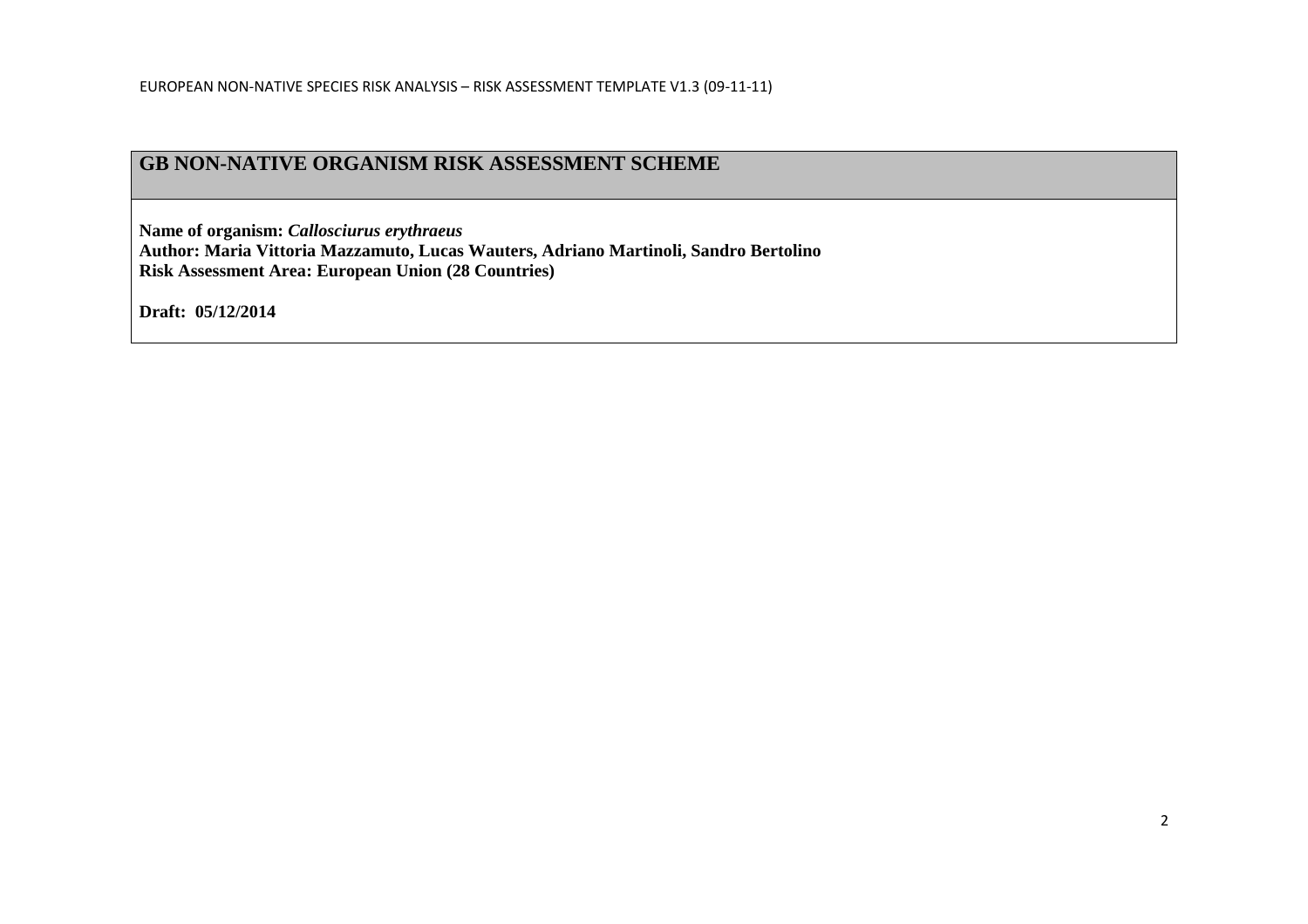## GB NON-NATIVE ORGANISM RISK ASSESSMENT SCHEME

**Name of organism:** ***Callosciurus erythraeus***
**Author: Maria Vittoria Mazzamuto, Lucas Wauters, Adriano Martinoli, Sandro Bertolino**
**Risk Assessment Area: European Union (28 Countries)**

**Draft: 05/12/2014**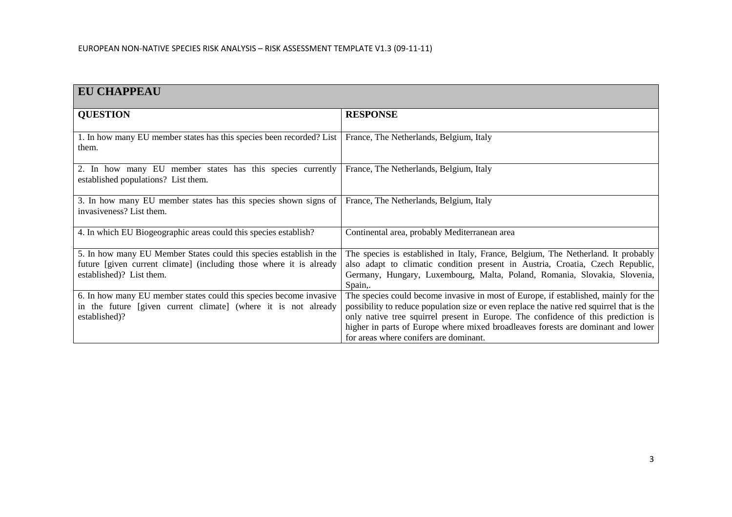| EU CHAPPEAU | |
|---|---|
| **QUESTION** | **RESPONSE** |
| 1. In how many EU member states has this species been recorded? List them. | France, The Netherlands, Belgium, Italy |
| 2. In how many EU member states has this species currently established populations? List them. | France, The Netherlands, Belgium, Italy |
| 3. In how many EU member states has this species shown signs of invasiveness? List them. | France, The Netherlands, Belgium, Italy |
| 4. In which EU Biogeographic areas could this species establish? | Continental area, probably Mediterranean area |
| 5. In how many EU Member States could this species establish in the future [given current climate] (including those where it is already established)? List them. | The species is established in Italy, France, Belgium, The Netherland. It probably also adapt to climatic condition present in Austria, Croatia, Czech Republic, Germany, Hungary, Luxembourg, Malta, Poland, Romania, Slovakia, Slovenia, Spain,. |
| 6. In how many EU member states could this species become invasive in the future [given current climate] (where it is not already established)? | The species could become invasive in most of Europe, if established, mainly for the possibility to reduce population size or even replace the native red squirrel that is the only native tree squirrel present in Europe. The confidence of this prediction is higher in parts of Europe where mixed broadleaves forests are dominant and lower for areas where conifers are dominant. |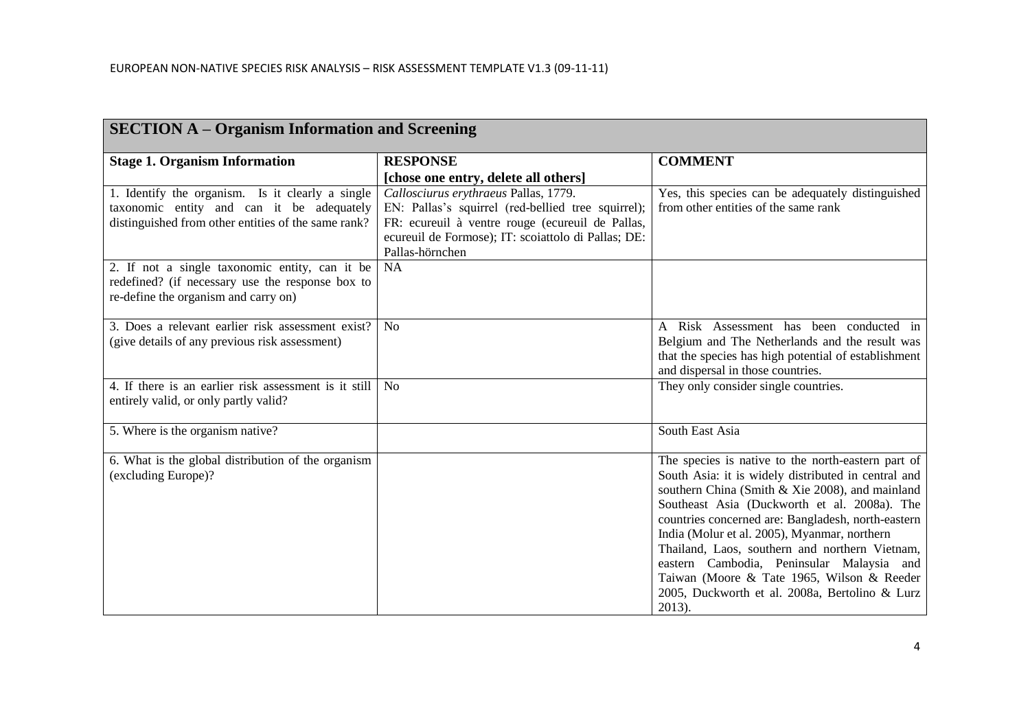## SECTION A – Organism Information and Screening

| Stage 1. Organism Information | RESPONSE [chose one entry, delete all others] | COMMENT |
|---|---|---|
| 1. Identify the organism. Is it clearly a single taxonomic entity and can it be adequately distinguished from other entities of the same rank? | *Callosciurus erythraeus* Pallas, 1779. EN: Pallas's squirrel (red-bellied tree squirrel); FR: ecureuil à ventre rouge (ecureuil de Pallas, ecureuil de Formose); IT: scoiattolo di Pallas; DE: Pallas-hörnchen | Yes, this species can be adequately distinguished from other entities of the same rank |
| 2. If not a single taxonomic entity, can it be redefined? (if necessary use the response box to re-define the organism and carry on) | NA | |
| 3. Does a relevant earlier risk assessment exist? (give details of any previous risk assessment) | No | A Risk Assessment has been conducted in Belgium and The Netherlands and the result was that the species has high potential of establishment and dispersal in those countries. |
| 4. If there is an earlier risk assessment is it still entirely valid, or only partly valid? | No | They only consider single countries. |
| 5. Where is the organism native? | | South East Asia |
| 6. What is the global distribution of the organism (excluding Europe)? | | The species is native to the north-eastern part of South Asia: it is widely distributed in central and southern China (Smith & Xie 2008), and mainland Southeast Asia (Duckworth et al. 2008a). The countries concerned are: Bangladesh, north-eastern India (Molur et al. 2005), Myanmar, northern Thailand, Laos, southern and northern Vietnam, eastern Cambodia, Peninsular Malaysia and Taiwan (Moore & Tate 1965, Wilson & Reeder 2005, Duckworth et al. 2008a, Bertolino & Lurz 2013). |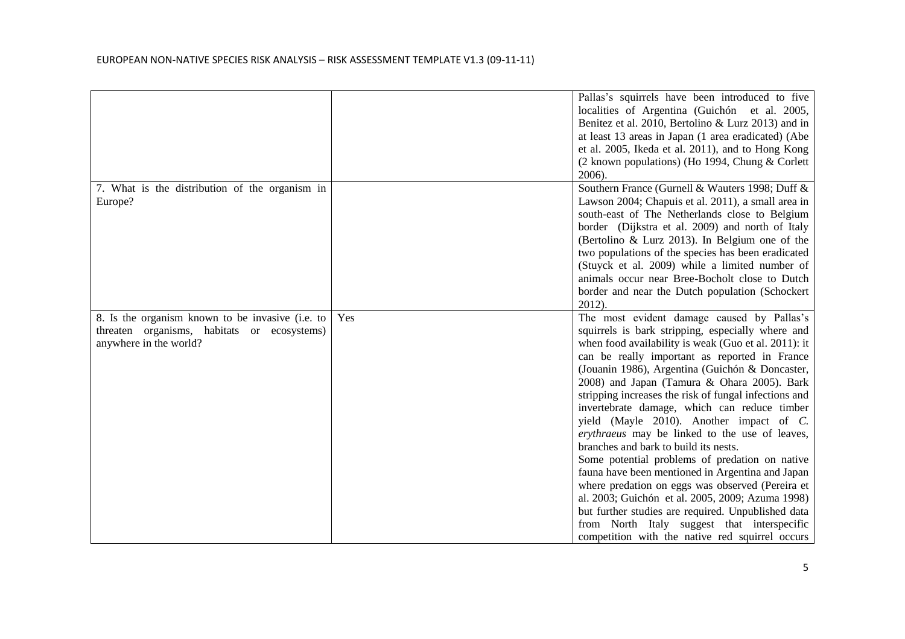| | | |
|---|---|---|
| | | Pallas's squirrels have been introduced to five localities of Argentina (Guichón et al. 2005, Benitez et al. 2010, Bertolino & Lurz 2013) and in at least 13 areas in Japan (1 area eradicated) (Abe et al. 2005, Ikeda et al. 2011), and to Hong Kong (2 known populations) (Ho 1994, Chung & Corlett 2006). |
| 7. What is the distribution of the organism in Europe? | | Southern France (Gurnell & Wauters 1998; Duff & Lawson 2004; Chapuis et al. 2011), a small area in south-east of The Netherlands close to Belgium border (Dijkstra et al. 2009) and north of Italy (Bertolino & Lurz 2013). In Belgium one of the two populations of the species has been eradicated (Stuyck et al. 2009) while a limited number of animals occur near Bree-Bocholt close to Dutch border and near the Dutch population (Schockert 2012). |
| 8. Is the organism known to be invasive (i.e. to threaten organisms, habitats or ecosystems) anywhere in the world? | Yes | The most evident damage caused by Pallas's squirrels is bark stripping, especially where and when food availability is weak (Guo et al. 2011): it can be really important as reported in France (Jouanin 1986), Argentina (Guichón & Doncaster, 2008) and Japan (Tamura & Ohara 2005). Bark stripping increases the risk of fungal infections and invertebrate damage, which can reduce timber yield (Mayle 2010). Another impact of *C. erythraeus* may be linked to the use of leaves, branches and bark to build its nests.<br>Some potential problems of predation on native fauna have been mentioned in Argentina and Japan where predation on eggs was observed (Pereira et al. 2003; Guichón et al. 2005, 2009; Azuma 1998) but further studies are required. Unpublished data from North Italy suggest that interspecific competition with the native red squirrel occurs |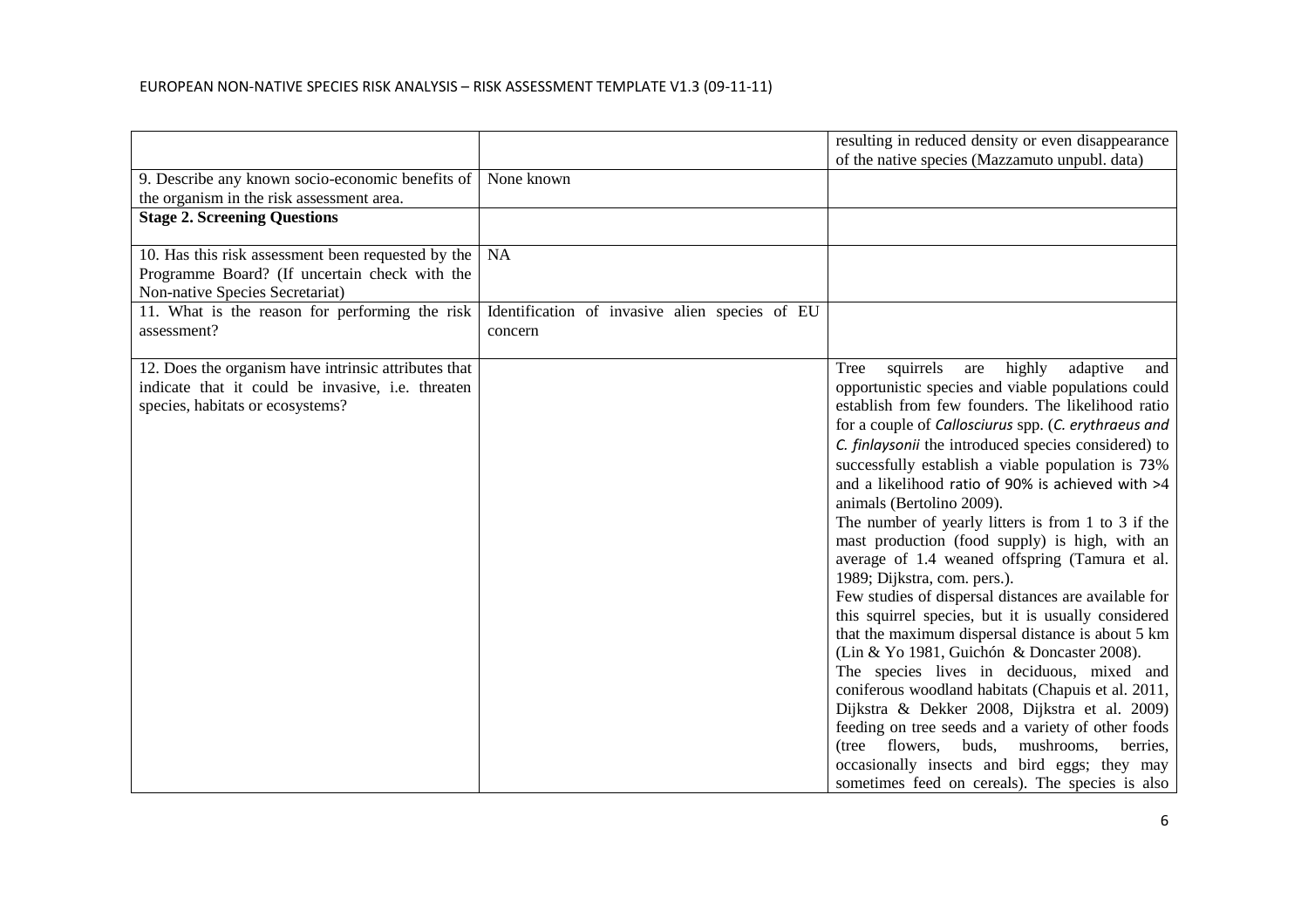| | | |
|---|---|---|
| | | resulting in reduced density or even disappearance of the native species (Mazzamuto unpubl. data) |
| 9. Describe any known socio-economic benefits of the organism in the risk assessment area. | None known | |
| **Stage 2. Screening Questions** | | |
| 10. Has this risk assessment been requested by the Programme Board? (If uncertain check with the Non-native Species Secretariat) | NA | |
| 11. What is the reason for performing the risk assessment? | Identification of invasive alien species of EU concern | |
| 12. Does the organism have intrinsic attributes that indicate that it could be invasive, i.e. threaten species, habitats or ecosystems? | | Tree squirrels are highly adaptive and opportunistic species and viable populations could establish from few founders. The likelihood ratio for a couple of *Callosciurus* spp. (*C. erythraeus and C. finlaysonii* the introduced species considered) to successfully establish a viable population is 73% and a likelihood ratio of 90% is achieved with >4 animals (Bertolino 2009).<br>The number of yearly litters is from 1 to 3 if the mast production (food supply) is high, with an average of 1.4 weaned offspring (Tamura et al. 1989; Dijkstra, com. pers.).<br>Few studies of dispersal distances are available for this squirrel species, but it is usually considered that the maximum dispersal distance is about 5 km (Lin & Yo 1981, Guichón & Doncaster 2008).<br>The species lives in deciduous, mixed and coniferous woodland habitats (Chapuis et al. 2011, Dijkstra & Dekker 2008, Dijkstra et al. 2009) feeding on tree seeds and a variety of other foods (tree flowers, buds, mushrooms, berries, occasionally insects and bird eggs; they may sometimes feed on cereals). The species is also |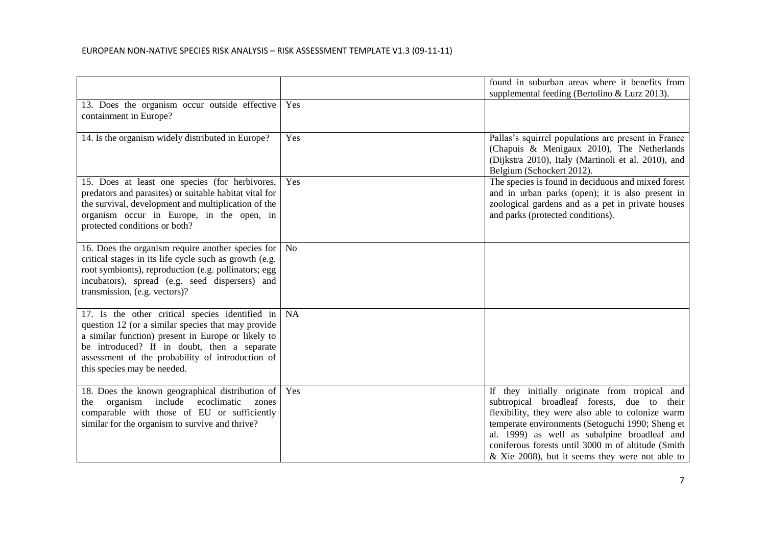| | | |
|---|---|---|
| | | found in suburban areas where it benefits from supplemental feeding (Bertolino & Lurz 2013). |
| 13. Does the organism occur outside effective containment in Europe? | Yes | |
| 14. Is the organism widely distributed in Europe? | Yes | Pallas's squirrel populations are present in France (Chapuis & Menigaux 2010), The Netherlands (Dijkstra 2010), Italy (Martinoli et al. 2010), and Belgium (Schockert 2012). |
| 15. Does at least one species (for herbivores, predators and parasites) or suitable habitat vital for the survival, development and multiplication of the organism occur in Europe, in the open, in protected conditions or both? | Yes | The species is found in deciduous and mixed forest and in urban parks (open); it is also present in zoological gardens and as a pet in private houses and parks (protected conditions). |
| 16. Does the organism require another species for critical stages in its life cycle such as growth (e.g. root symbionts), reproduction (e.g. pollinators; egg incubators), spread (e.g. seed dispersers) and transmission, (e.g. vectors)? | No | |
| 17. Is the other critical species identified in question 12 (or a similar species that may provide a similar function) present in Europe or likely to be introduced? If in doubt, then a separate assessment of the probability of introduction of this species may be needed. | NA | |
| 18. Does the known geographical distribution of the organism include ecoclimatic zones comparable with those of EU or sufficiently similar for the organism to survive and thrive? | Yes | If they initially originate from tropical and subtropical broadleaf forests, due to their flexibility, they were also able to colonize warm temperate environments (Setoguchi 1990; Sheng et al. 1999) as well as subalpine broadleaf and coniferous forests until 3000 m of altitude (Smith & Xie 2008), but it seems they were not able to |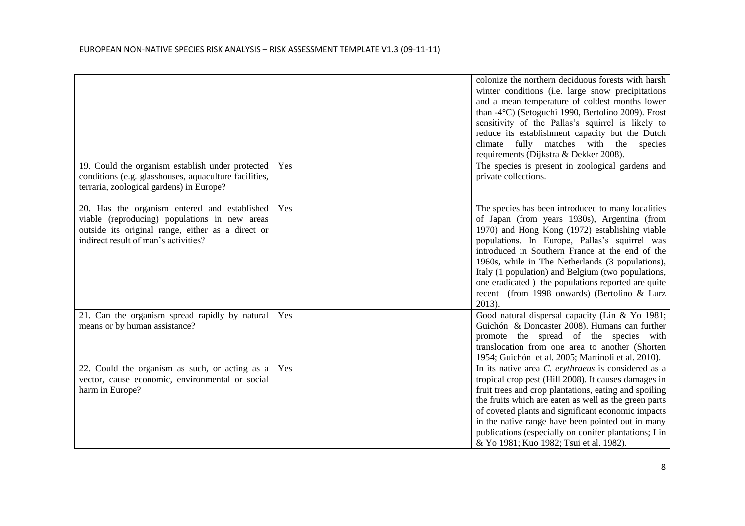| | | |
|---|---|---|
| | | colonize the northern deciduous forests with harsh winter conditions (i.e. large snow precipitations and a mean temperature of coldest months lower than -4°C) (Setoguchi 1990, Bertolino 2009). Frost sensitivity of the Pallas's squirrel is likely to reduce its establishment capacity but the Dutch climate fully matches with the species requirements (Dijkstra & Dekker 2008). |
| 19. Could the organism establish under protected conditions (e.g. glasshouses, aquaculture facilities, terraria, zoological gardens) in Europe? | Yes | The species is present in zoological gardens and private collections. |
| 20. Has the organism entered and established viable (reproducing) populations in new areas outside its original range, either as a direct or indirect result of man's activities? | Yes | The species has been introduced to many localities of Japan (from years 1930s), Argentina (from 1970) and Hong Kong (1972) establishing viable populations. In Europe, Pallas's squirrel was introduced in Southern France at the end of the 1960s, while in The Netherlands (3 populations), Italy (1 population) and Belgium (two populations, one eradicated ) the populations reported are quite recent (from 1998 onwards) (Bertolino & Lurz 2013). |
| 21. Can the organism spread rapidly by natural means or by human assistance? | Yes | Good natural dispersal capacity (Lin & Yo 1981; Guichón & Doncaster 2008). Humans can further promote the spread of the species with translocation from one area to another (Shorten 1954; Guichón et al. 2005; Martinoli et al. 2010). |
| 22. Could the organism as such, or acting as a vector, cause economic, environmental or social harm in Europe? | Yes | In its native area *C. erythraeus* is considered as a tropical crop pest (Hill 2008). It causes damages in fruit trees and crop plantations, eating and spoiling the fruits which are eaten as well as the green parts of coveted plants and significant economic impacts in the native range have been pointed out in many publications (especially on conifer plantations; Lin & Yo 1981; Kuo 1982; Tsui et al. 1982). |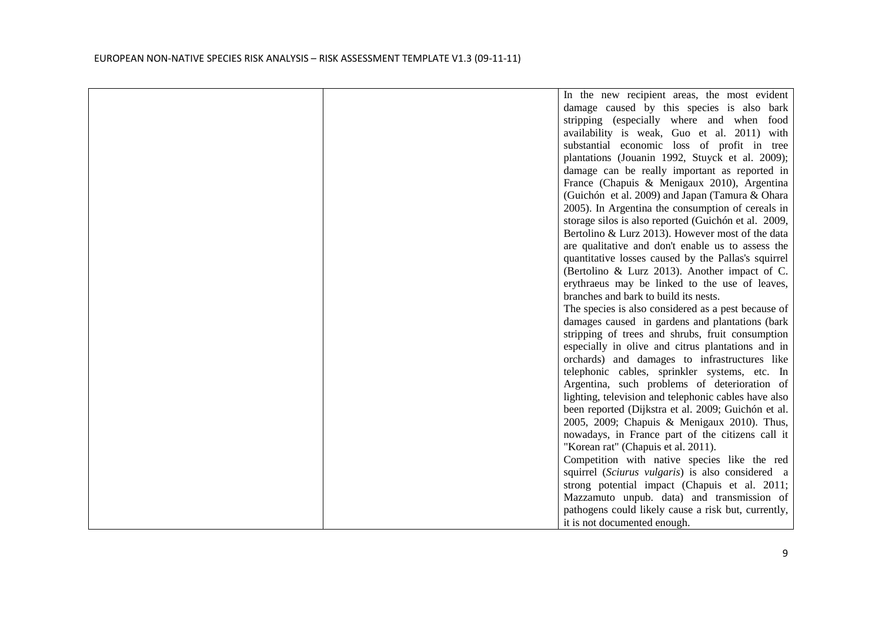| | | |
|---|---|---|
| | | In the new recipient areas, the most evident damage caused by this species is also bark stripping (especially where and when food availability is weak, Guo et al. 2011) with substantial economic loss of profit in tree plantations (Jouanin 1992, Stuyck et al. 2009); damage can be really important as reported in France (Chapuis & Menigaux 2010), Argentina (Guichón et al. 2009) and Japan (Tamura & Ohara 2005). In Argentina the consumption of cereals in storage silos is also reported (Guichón et al. 2009, Bertolino & Lurz 2013). However most of the data are qualitative and don't enable us to assess the quantitative losses caused by the Pallas's squirrel (Bertolino & Lurz 2013). Another impact of C. erythraeus may be linked to the use of leaves, branches and bark to build its nests.<br>The species is also considered as a pest because of damages caused in gardens and plantations (bark stripping of trees and shrubs, fruit consumption especially in olive and citrus plantations and in orchards) and damages to infrastructures like telephonic cables, sprinkler systems, etc. In Argentina, such problems of deterioration of lighting, television and telephonic cables have also been reported (Dijkstra et al. 2009; Guichón et al. 2005, 2009; Chapuis & Menigaux 2010). Thus, nowadays, in France part of the citizens call it "Korean rat" (Chapuis et al. 2011).<br>Competition with native species like the red squirrel (*Sciurus vulgaris*) is also considered a strong potential impact (Chapuis et al. 2011; Mazzamuto unpub. data) and transmission of pathogens could likely cause a risk but, currently, it is not documented enough. |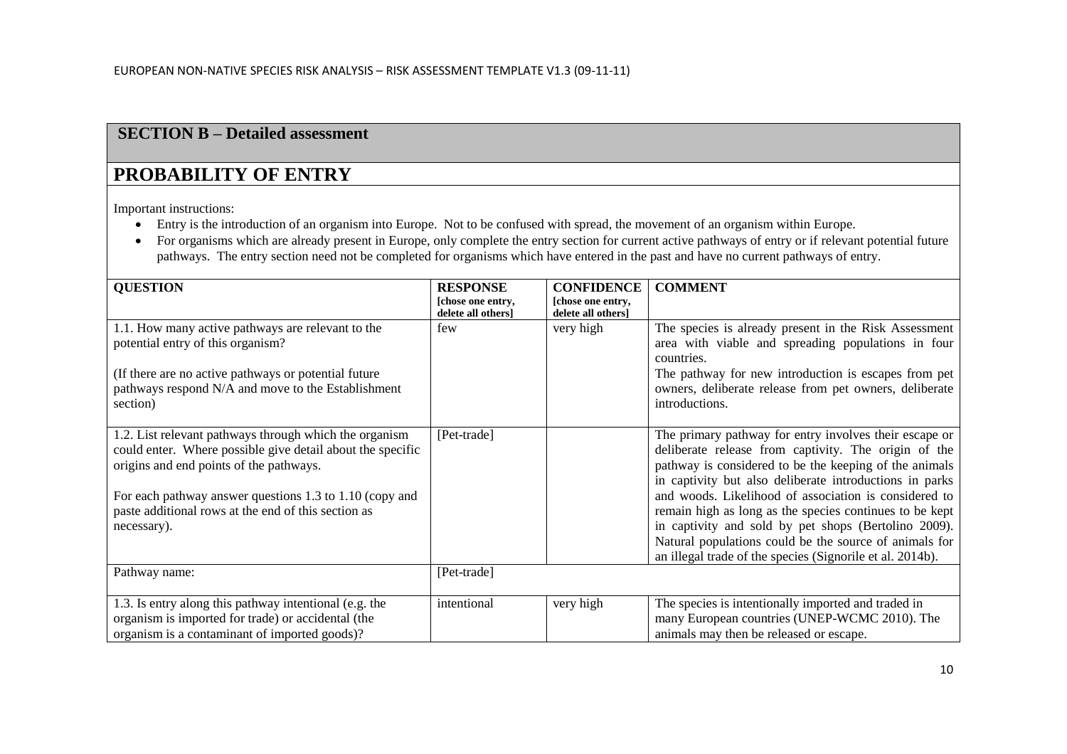## SECTION B – Detailed assessment

# PROBABILITY OF ENTRY

Important instructions:

- Entry is the introduction of an organism into Europe. Not to be confused with spread, the movement of an organism within Europe.
- For organisms which are already present in Europe, only complete the entry section for current active pathways of entry or if relevant potential future pathways. The entry section need not be completed for organisms which have entered in the past and have no current pathways of entry.

| QUESTION | RESPONSE [chose one entry, delete all others] | CONFIDENCE [chose one entry, delete all others] | COMMENT |
|---|---|---|---|
| 1.1. How many active pathways are relevant to the potential entry of this organism?<br><br>(If there are no active pathways or potential future pathways respond N/A and move to the Establishment section) | few | very high | The species is already present in the Risk Assessment area with viable and spreading populations in four countries.<br>The pathway for new introduction is escapes from pet owners, deliberate release from pet owners, deliberate introductions. |
| 1.2. List relevant pathways through which the organism could enter. Where possible give detail about the specific origins and end points of the pathways.<br><br>For each pathway answer questions 1.3 to 1.10 (copy and paste additional rows at the end of this section as necessary). | [Pet-trade] | | The primary pathway for entry involves their escape or deliberate release from captivity. The origin of the pathway is considered to be the keeping of the animals in captivity but also deliberate introductions in parks and woods. Likelihood of association is considered to remain high as long as the species continues to be kept in captivity and sold by pet shops (Bertolino 2009). Natural populations could be the source of animals for an illegal trade of the species (Signorile et al. 2014b). |
| Pathway name: | [Pet-trade] | | |
| 1.3. Is entry along this pathway intentional (e.g. the organism is imported for trade) or accidental (the organism is a contaminant of imported goods)? | intentional | very high | The species is intentionally imported and traded in many European countries (UNEP-WCMC 2010). The animals may then be released or escape. |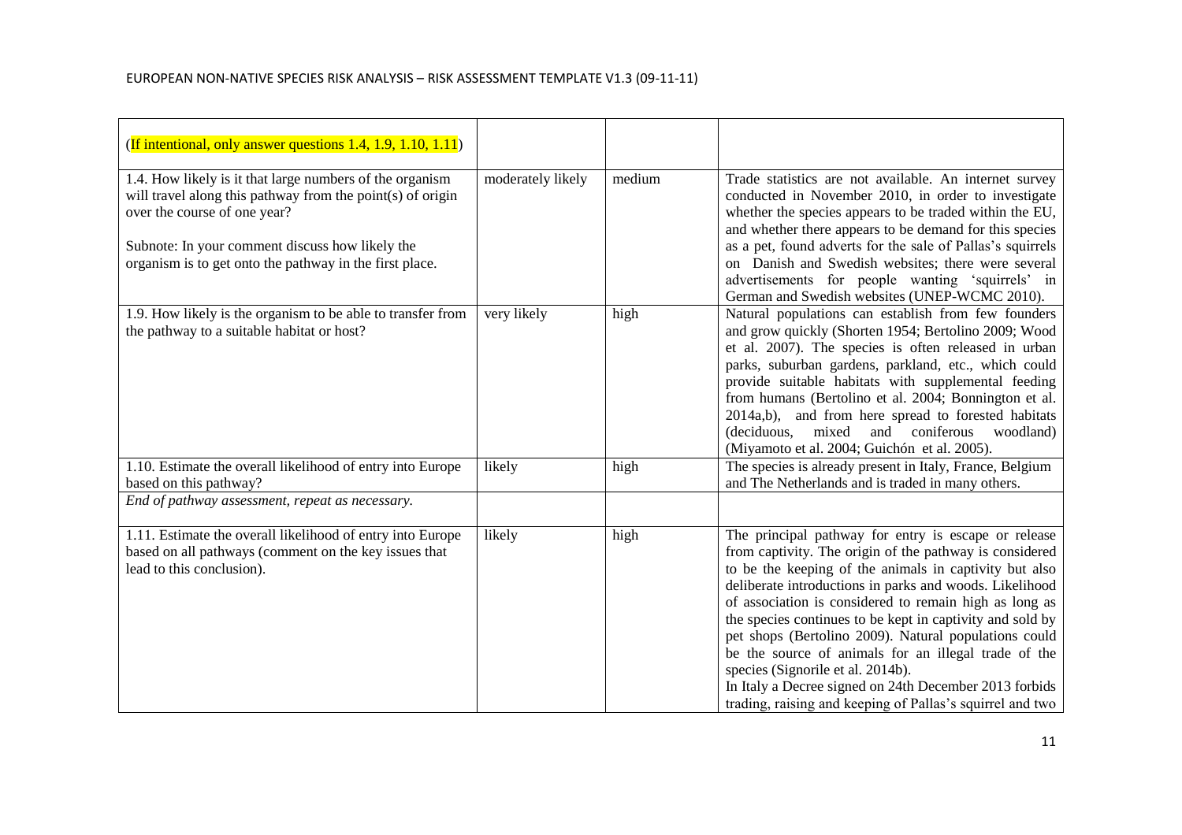| | | | |
|---|---|---|---|
| (If intentional, only answer questions 1.4, 1.9, 1.10, 1.11) | | | |
| 1.4. How likely is it that large numbers of the organism will travel along this pathway from the point(s) of origin over the course of one year?<br><br>Subnote: In your comment discuss how likely the organism is to get onto the pathway in the first place. | moderately likely | medium | Trade statistics are not available. An internet survey conducted in November 2010, in order to investigate whether the species appears to be traded within the EU, and whether there appears to be demand for this species as a pet, found adverts for the sale of Pallas's squirrels on Danish and Swedish websites; there were several advertisements for people wanting 'squirrels' in German and Swedish websites (UNEP-WCMC 2010). |
| 1.9. How likely is the organism to be able to transfer from the pathway to a suitable habitat or host? | very likely | high | Natural populations can establish from few founders and grow quickly (Shorten 1954; Bertolino 2009; Wood et al. 2007). The species is often released in urban parks, suburban gardens, parkland, etc., which could provide suitable habitats with supplemental feeding from humans (Bertolino et al. 2004; Bonnington et al. 2014a,b), and from here spread to forested habitats (deciduous, mixed and coniferous woodland) (Miyamoto et al. 2004; Guichón et al. 2005). |
| 1.10. Estimate the overall likelihood of entry into Europe based on this pathway? | likely | high | The species is already present in Italy, France, Belgium and The Netherlands and is traded in many others. |
| *End of pathway assessment, repeat as necessary.* | | | |
| 1.11. Estimate the overall likelihood of entry into Europe based on all pathways (comment on the key issues that lead to this conclusion). | likely | high | The principal pathway for entry is escape or release from captivity. The origin of the pathway is considered to be the keeping of the animals in captivity but also deliberate introductions in parks and woods. Likelihood of association is considered to remain high as long as the species continues to be kept in captivity and sold by pet shops (Bertolino 2009). Natural populations could be the source of animals for an illegal trade of the species (Signorile et al. 2014b).<br>In Italy a Decree signed on 24th December 2013 forbids trading, raising and keeping of Pallas's squirrel and two |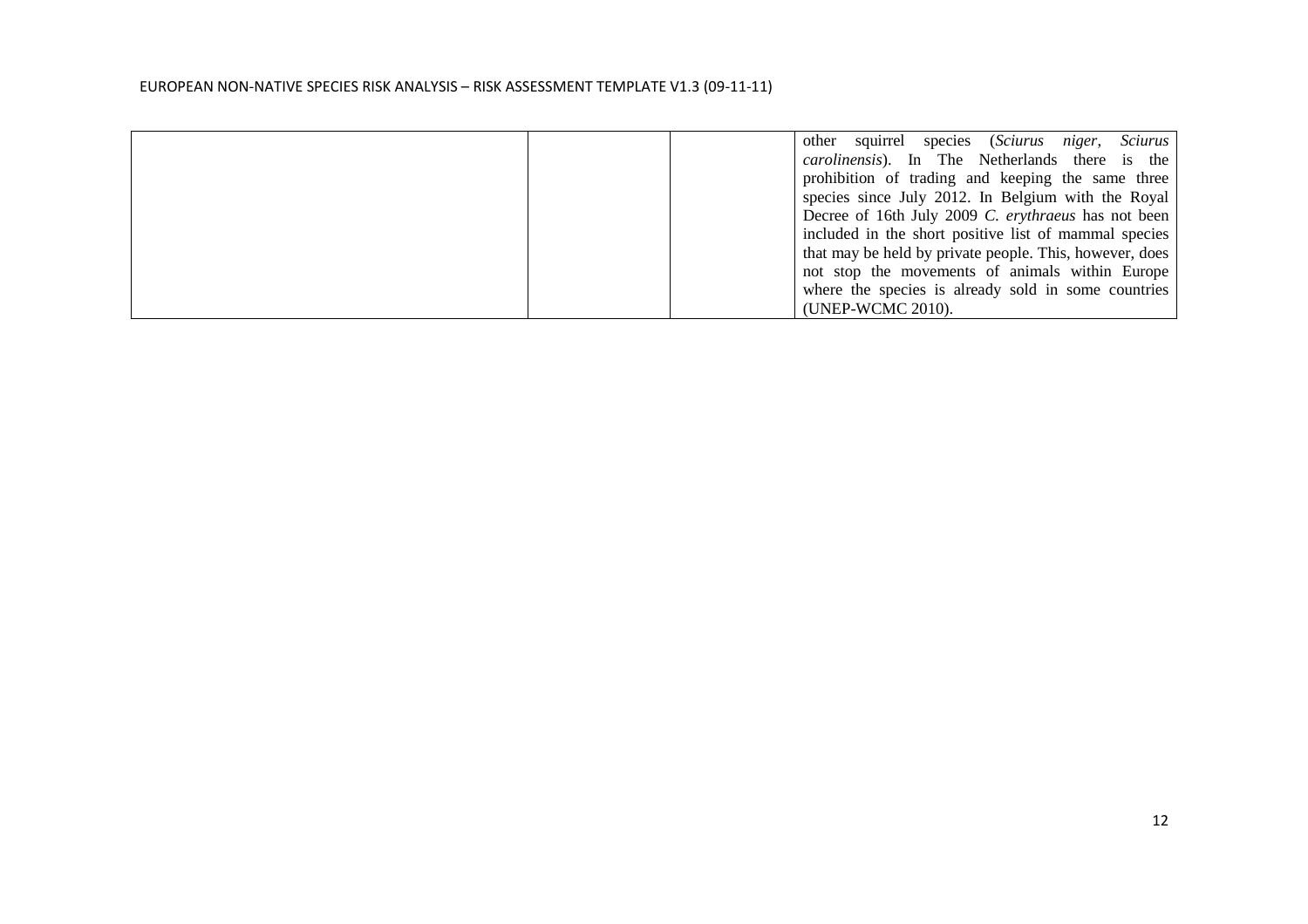|  |  |  | other squirrel species (*Sciurus niger*, *Sciurus carolinensis*). In The Netherlands there is the prohibition of trading and keeping the same three species since July 2012. In Belgium with the Royal Decree of 16th July 2009 *C. erythraeus* has not been included in the short positive list of mammal species that may be held by private people. This, however, does not stop the movements of animals within Europe where the species is already sold in some countries (UNEP-WCMC 2010). |
|---|---|---|---|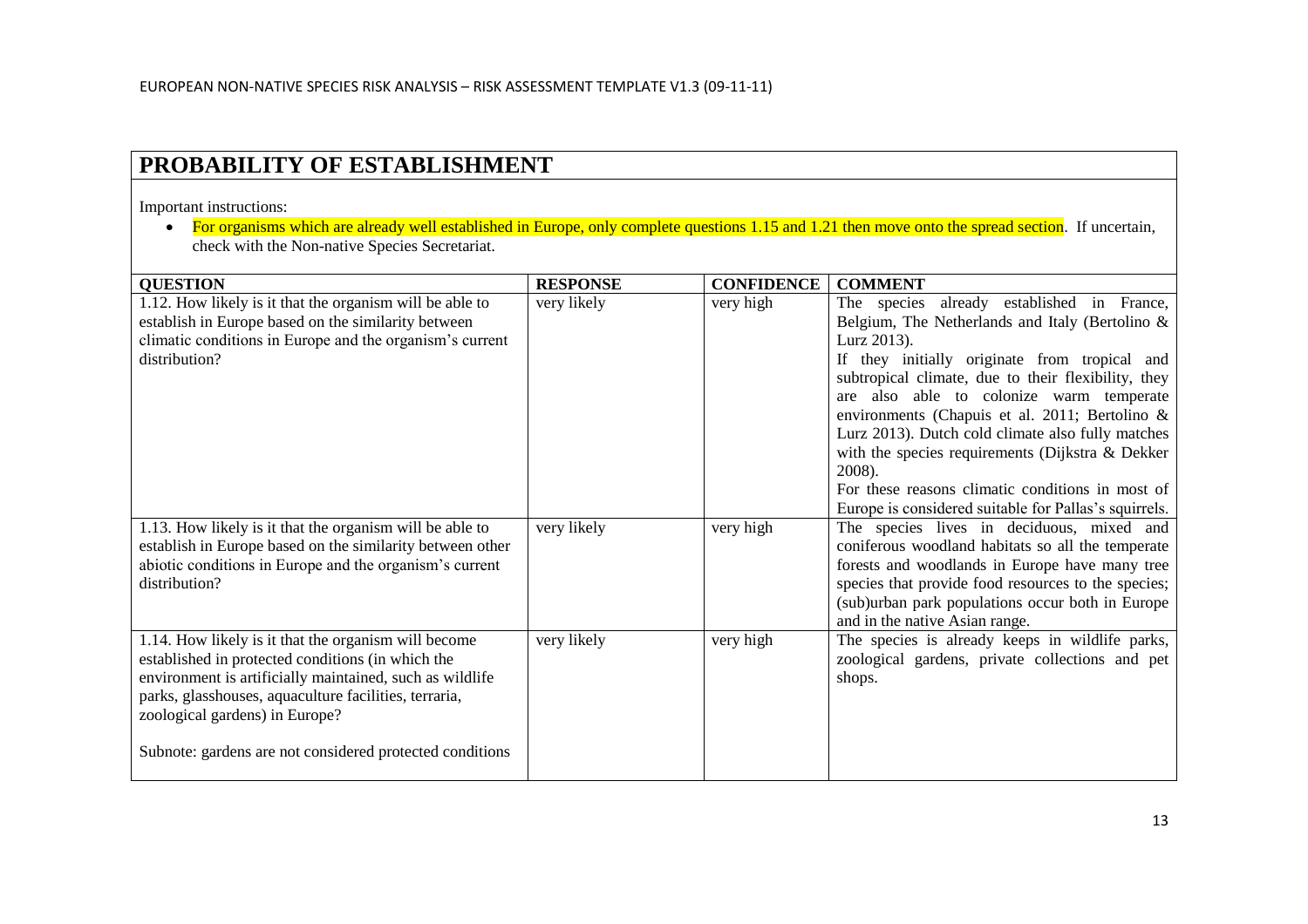# PROBABILITY OF ESTABLISHMENT

Important instructions:

- For organisms which are already well established in Europe, only complete questions 1.15 and 1.21 then move onto the spread section. If uncertain, check with the Non-native Species Secretariat.

| QUESTION | RESPONSE | CONFIDENCE | COMMENT |
|---|---|---|---|
| 1.12. How likely is it that the organism will be able to establish in Europe based on the similarity between climatic conditions in Europe and the organism's current distribution? | very likely | very high | The species already established in France, Belgium, The Netherlands and Italy (Bertolino & Lurz 2013).<br>If they initially originate from tropical and subtropical climate, due to their flexibility, they are also able to colonize warm temperate environments (Chapuis et al. 2011; Bertolino & Lurz 2013). Dutch cold climate also fully matches with the species requirements (Dijkstra & Dekker 2008).<br>For these reasons climatic conditions in most of Europe is considered suitable for Pallas's squirrels. |
| 1.13. How likely is it that the organism will be able to establish in Europe based on the similarity between other abiotic conditions in Europe and the organism's current distribution? | very likely | very high | The species lives in deciduous, mixed and coniferous woodland habitats so all the temperate forests and woodlands in Europe have many tree species that provide food resources to the species; (sub)urban park populations occur both in Europe and in the native Asian range. |
| 1.14. How likely is it that the organism will become established in protected conditions (in which the environment is artificially maintained, such as wildlife parks, glasshouses, aquaculture facilities, terraria, zoological gardens) in Europe?<br><br>Subnote: gardens are not considered protected conditions | very likely | very high | The species is already keeps in wildlife parks, zoological gardens, private collections and pet shops. |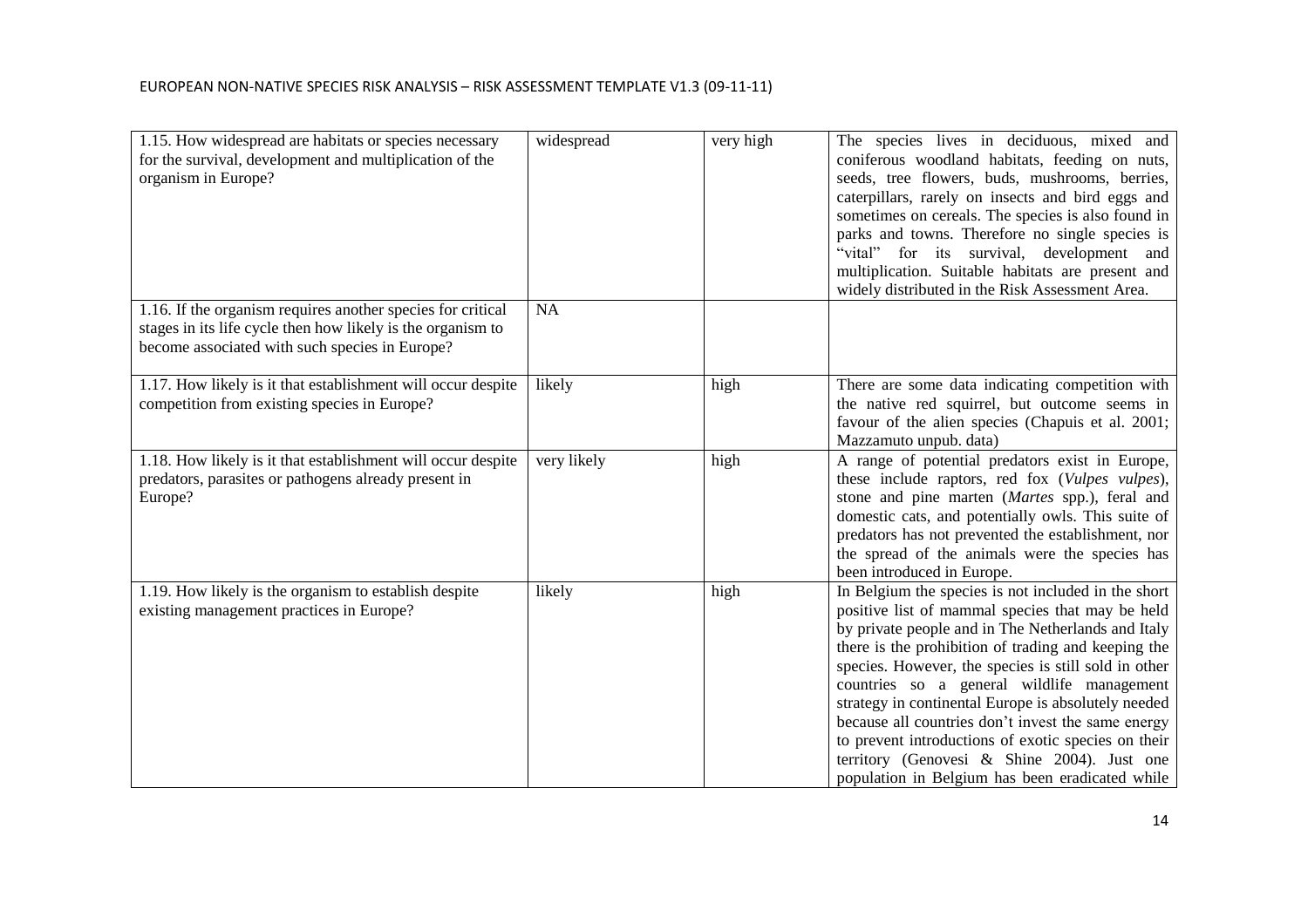| | | | |
|---|---|---|---|
| 1.15. How widespread are habitats or species necessary for the survival, development and multiplication of the organism in Europe? | widespread | very high | The species lives in deciduous, mixed and coniferous woodland habitats, feeding on nuts, seeds, tree flowers, buds, mushrooms, berries, caterpillars, rarely on insects and bird eggs and sometimes on cereals. The species is also found in parks and towns. Therefore no single species is "vital" for its survival, development and multiplication. Suitable habitats are present and widely distributed in the Risk Assessment Area. |
| 1.16. If the organism requires another species for critical stages in its life cycle then how likely is the organism to become associated with such species in Europe? | NA | | |
| 1.17. How likely is it that establishment will occur despite competition from existing species in Europe? | likely | high | There are some data indicating competition with the native red squirrel, but outcome seems in favour of the alien species (Chapuis et al. 2001; Mazzamuto unpub. data) |
| 1.18. How likely is it that establishment will occur despite predators, parasites or pathogens already present in Europe? | very likely | high | A range of potential predators exist in Europe, these include raptors, red fox (*Vulpes vulpes*), stone and pine marten (*Martes* spp.), feral and domestic cats, and potentially owls. This suite of predators has not prevented the establishment, nor the spread of the animals were the species has been introduced in Europe. |
| 1.19. How likely is the organism to establish despite existing management practices in Europe? | likely | high | In Belgium the species is not included in the short positive list of mammal species that may be held by private people and in The Netherlands and Italy there is the prohibition of trading and keeping the species. However, the species is still sold in other countries so a general wildlife management strategy in continental Europe is absolutely needed because all countries don't invest the same energy to prevent introductions of exotic species on their territory (Genovesi & Shine 2004). Just one population in Belgium has been eradicated while |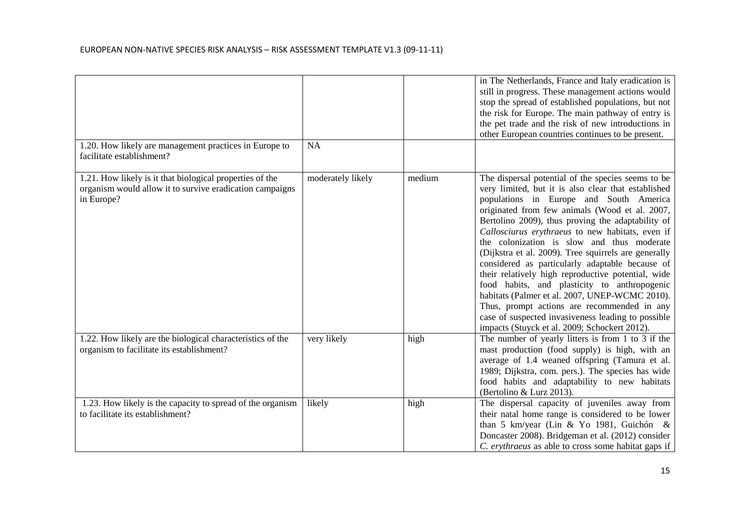| | | | |
|---|---|---|---|
| | | | in The Netherlands, France and Italy eradication is still in progress. These management actions would stop the spread of established populations, but not the risk for Europe. The main pathway of entry is the pet trade and the risk of new introductions in other European countries continues to be present. |
| 1.20. How likely are management practices in Europe to facilitate establishment? | NA | | |
| 1.21. How likely is it that biological properties of the organism would allow it to survive eradication campaigns in Europe? | moderately likely | medium | The dispersal potential of the species seems to be very limited, but it is also clear that established populations in Europe and South America originated from few animals (Wood et al. 2007, Bertolino 2009), thus proving the adaptability of *Callosciurus erythraeus* to new habitats, even if the colonization is slow and thus moderate (Dijkstra et al. 2009). Tree squirrels are generally considered as particularly adaptable because of their relatively high reproductive potential, wide food habits, and plasticity to anthropogenic habitats (Palmer et al. 2007, UNEP-WCMC 2010). Thus, prompt actions are recommended in any case of suspected invasiveness leading to possible impacts (Stuyck et al. 2009; Schockert 2012). |
| 1.22. How likely are the biological characteristics of the organism to facilitate its establishment? | very likely | high | The number of yearly litters is from 1 to 3 if the mast production (food supply) is high, with an average of 1.4 weaned offspring (Tamura et al. 1989; Dijkstra, com. pers.). The species has wide food habits and adaptability to new habitats (Bertolino & Lurz 2013). |
| 1.23. How likely is the capacity to spread of the organism to facilitate its establishment? | likely | high | The dispersal capacity of juveniles away from their natal home range is considered to be lower than 5 km/year (Lin & Yo 1981, Guichón & Doncaster 2008). Bridgeman et al. (2012) consider *C. erythraeus* as able to cross some habitat gaps if |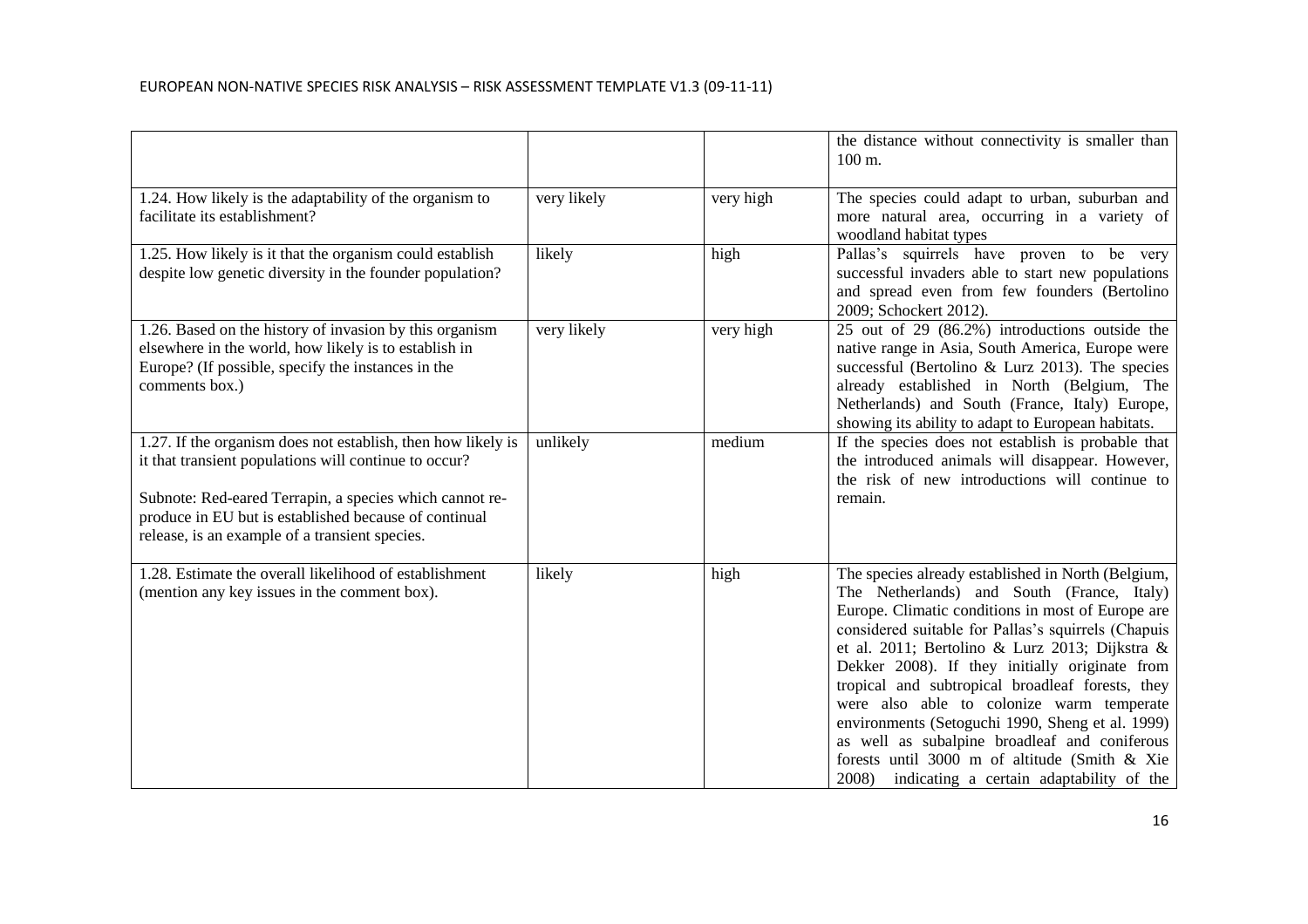| | | | |
|---|---|---|---|
| | | | the distance without connectivity is smaller than 100 m. |
| 1.24. How likely is the adaptability of the organism to facilitate its establishment? | very likely | very high | The species could adapt to urban, suburban and more natural area, occurring in a variety of woodland habitat types |
| 1.25. How likely is it that the organism could establish despite low genetic diversity in the founder population? | likely | high | Pallas's squirrels have proven to be very successful invaders able to start new populations and spread even from few founders (Bertolino 2009; Schockert 2012). |
| 1.26. Based on the history of invasion by this organism elsewhere in the world, how likely is to establish in Europe? (If possible, specify the instances in the comments box.) | very likely | very high | 25 out of 29 (86.2%) introductions outside the native range in Asia, South America, Europe were successful (Bertolino & Lurz 2013). The species already established in North (Belgium, The Netherlands) and South (France, Italy) Europe, showing its ability to adapt to European habitats. |
| 1.27. If the organism does not establish, then how likely is it that transient populations will continue to occur?<br><br>Subnote: Red-eared Terrapin, a species which cannot re-produce in EU but is established because of continual release, is an example of a transient species. | unlikely | medium | If the species does not establish is probable that the introduced animals will disappear. However, the risk of new introductions will continue to remain. |
| 1.28. Estimate the overall likelihood of establishment (mention any key issues in the comment box). | likely | high | The species already established in North (Belgium, The Netherlands) and South (France, Italy) Europe. Climatic conditions in most of Europe are considered suitable for Pallas's squirrels (Chapuis et al. 2011; Bertolino & Lurz 2013; Dijkstra & Dekker 2008). If they initially originate from tropical and subtropical broadleaf forests, they were also able to colonize warm temperate environments (Setoguchi 1990, Sheng et al. 1999) as well as subalpine broadleaf and coniferous forests until 3000 m of altitude (Smith & Xie 2008) indicating a certain adaptability of the |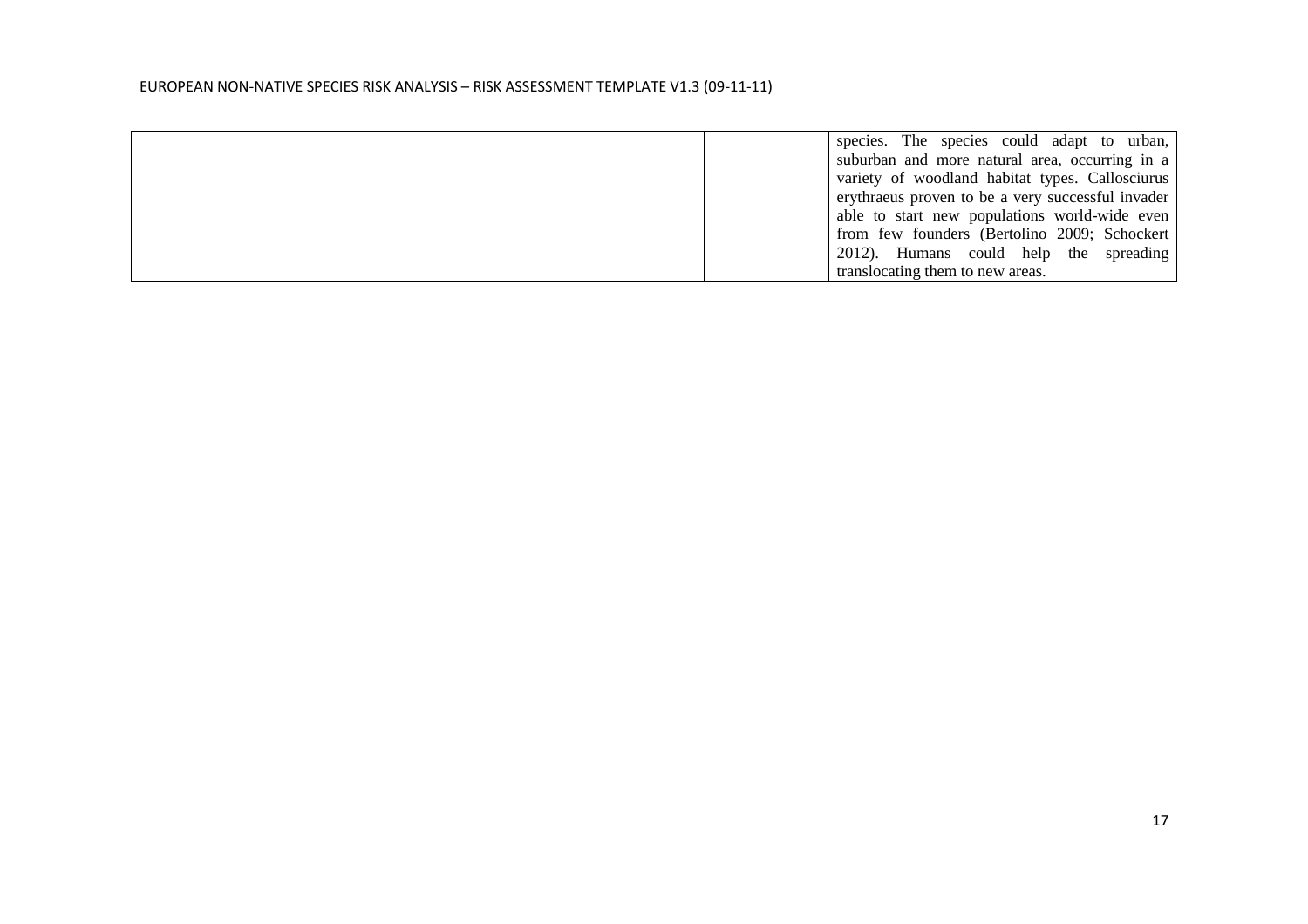| | | | |
|---|---|---|---|
| | | | species. The species could adapt to urban, suburban and more natural area, occurring in a variety of woodland habitat types. Callosciurus erythraeus proven to be a very successful invader able to start new populations world-wide even from few founders (Bertolino 2009; Schockert 2012). Humans could help the spreading translocating them to new areas. |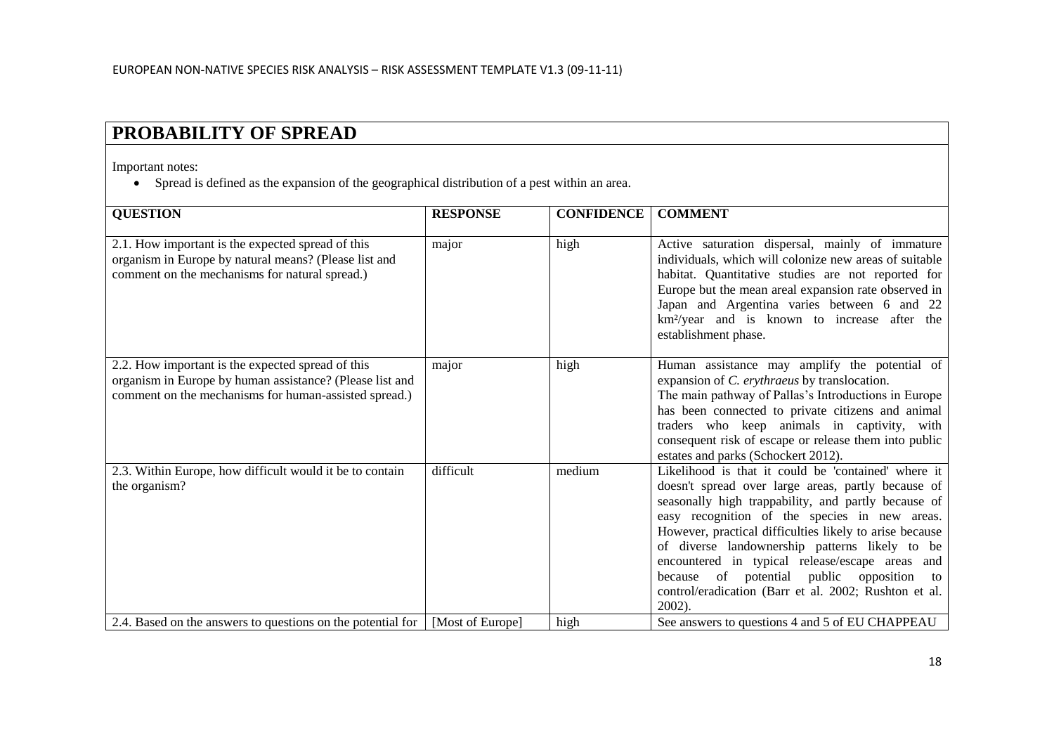## PROBABILITY OF SPREAD

Important notes:

- Spread is defined as the expansion of the geographical distribution of a pest within an area.

| QUESTION | RESPONSE | CONFIDENCE | COMMENT |
| --- | --- | --- | --- |
| 2.1. How important is the expected spread of this organism in Europe by natural means? (Please list and comment on the mechanisms for natural spread.) | major | high | Active saturation dispersal, mainly of immature individuals, which will colonize new areas of suitable habitat. Quantitative studies are not reported for Europe but the mean areal expansion rate observed in Japan and Argentina varies between 6 and 22 $km^2$/year and is known to increase after the establishment phase. |
| 2.2. How important is the expected spread of this organism in Europe by human assistance? (Please list and comment on the mechanisms for human-assisted spread.) | major | high | Human assistance may amplify the potential of expansion of *C. erythraeus* by translocation. The main pathway of Pallas's Introductions in Europe has been connected to private citizens and animal traders who keep animals in captivity, with consequent risk of escape or release them into public estates and parks (Schockert 2012). |
| 2.3. Within Europe, how difficult would it be to contain the organism? | difficult | medium | Likelihood is that it could be 'contained' where it doesn't spread over large areas, partly because of seasonally high trappability, and partly because of easy recognition of the species in new areas. However, practical difficulties likely to arise because of diverse landownership patterns likely to be encountered in typical release/escape areas and because of potential public opposition to control/eradication (Barr et al. 2002; Rushton et al. 2002). |
| 2.4. Based on the answers to questions on the potential for | [Most of Europe] | high | See answers to questions 4 and 5 of EU CHAPPEAU |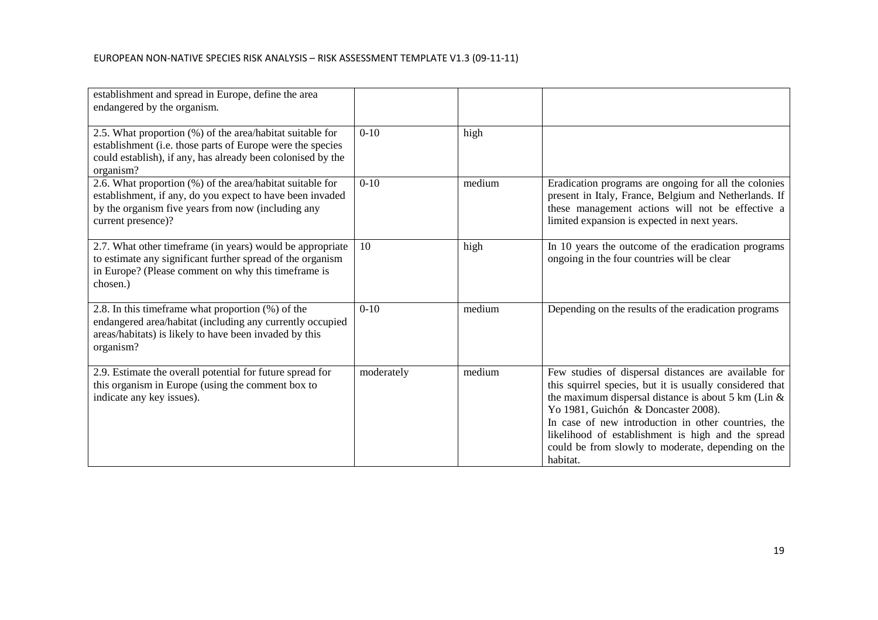| | | | |
|---|---|---|---|
| establishment and spread in Europe, define the area endangered by the organism. | | | |
| 2.5. What proportion (%) of the area/habitat suitable for establishment (i.e. those parts of Europe were the species could establish), if any, has already been colonised by the organism? | 0-10 | high | |
| 2.6. What proportion (%) of the area/habitat suitable for establishment, if any, do you expect to have been invaded by the organism five years from now (including any current presence)? | 0-10 | medium | Eradication programs are ongoing for all the colonies present in Italy, France, Belgium and Netherlands. If these management actions will not be effective a limited expansion is expected in next years. |
| 2.7. What other timeframe (in years) would be appropriate to estimate any significant further spread of the organism in Europe? (Please comment on why this timeframe is chosen.) | 10 | high | In 10 years the outcome of the eradication programs ongoing in the four countries will be clear |
| 2.8. In this timeframe what proportion (%) of the endangered area/habitat (including any currently occupied areas/habitats) is likely to have been invaded by this organism? | 0-10 | medium | Depending on the results of the eradication programs |
| 2.9. Estimate the overall potential for future spread for this organism in Europe (using the comment box to indicate any key issues). | moderately | medium | Few studies of dispersal distances are available for this squirrel species, but it is usually considered that the maximum dispersal distance is about 5 km (Lin & Yo 1981, Guichón & Doncaster 2008).<br>In case of new introduction in other countries, the likelihood of establishment is high and the spread could be from slowly to moderate, depending on the habitat. |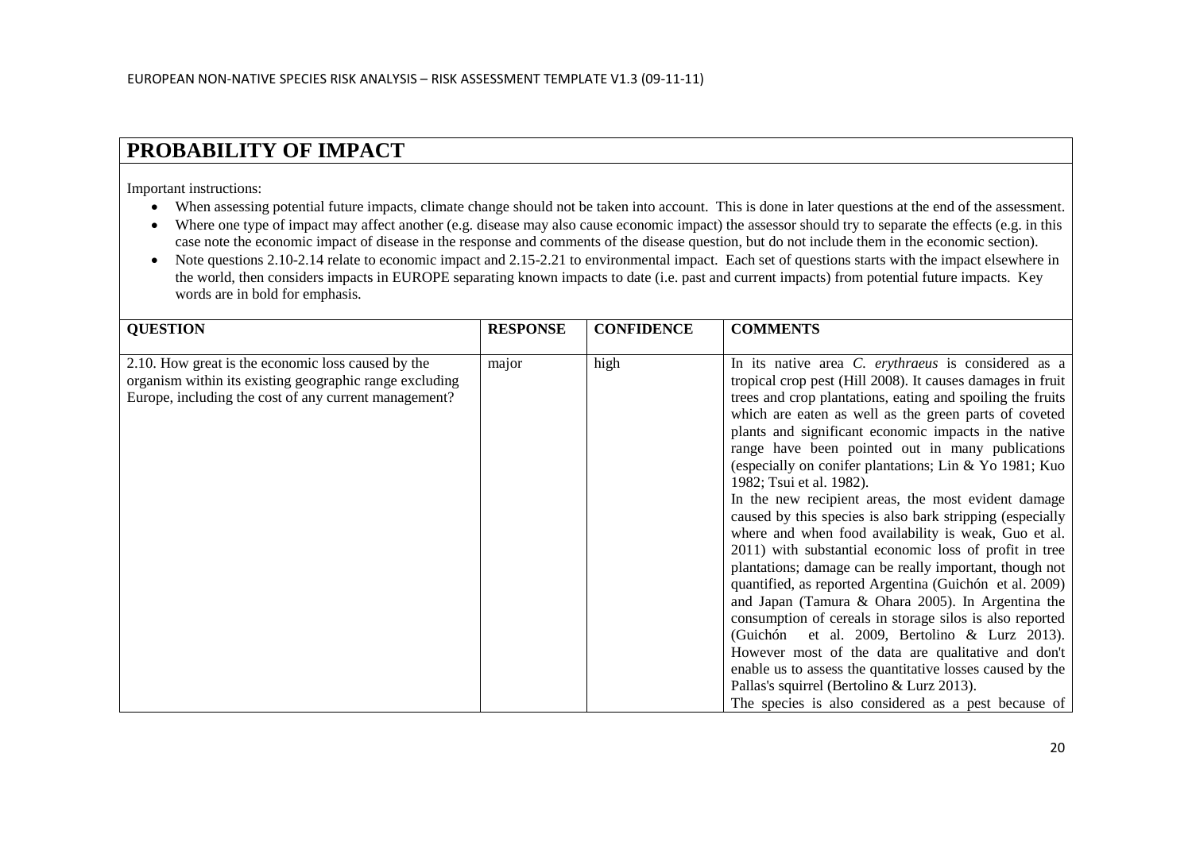# PROBABILITY OF IMPACT

Important instructions:

- When assessing potential future impacts, climate change should not be taken into account. This is done in later questions at the end of the assessment.
- Where one type of impact may affect another (e.g. disease may also cause economic impact) the assessor should try to separate the effects (e.g. in this case note the economic impact of disease in the response and comments of the disease question, but do not include them in the economic section).
- Note questions 2.10-2.14 relate to economic impact and 2.15-2.21 to environmental impact. Each set of questions starts with the impact elsewhere in the world, then considers impacts in EUROPE separating known impacts to date (i.e. past and current impacts) from potential future impacts. Key words are in bold for emphasis.

| QUESTION | RESPONSE | CONFIDENCE | COMMENTS |
|---|---|---|---|
| 2.10. How great is the economic loss caused by the organism within its existing geographic range excluding Europe, including the cost of any current management? | major | high | In its native area *C. erythraeus* is considered as a tropical crop pest (Hill 2008). It causes damages in fruit trees and crop plantations, eating and spoiling the fruits which are eaten as well as the green parts of coveted plants and significant economic impacts in the native range have been pointed out in many publications (especially on conifer plantations; Lin & Yo 1981; Kuo 1982; Tsui et al. 1982).<br>In the new recipient areas, the most evident damage caused by this species is also bark stripping (especially where and when food availability is weak, Guo et al. 2011) with substantial economic loss of profit in tree plantations; damage can be really important, though not quantified, as reported Argentina (Guichón et al. 2009) and Japan (Tamura & Ohara 2005). In Argentina the consumption of cereals in storage silos is also reported (Guichón et al. 2009, Bertolino & Lurz 2013). However most of the data are qualitative and don't enable us to assess the quantitative losses caused by the Pallas's squirrel (Bertolino & Lurz 2013).<br>The species is also considered as a pest because of |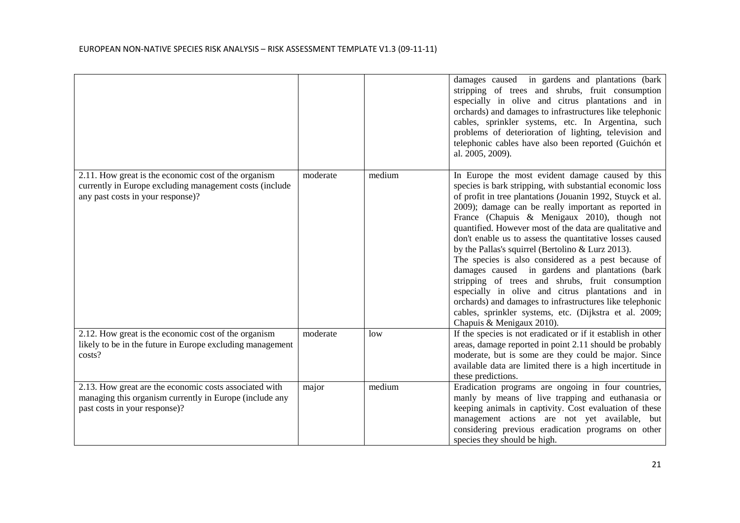| | | | |
|---|---|---|---|
| | | | damages caused in gardens and plantations (bark stripping of trees and shrubs, fruit consumption especially in olive and citrus plantations and in orchards) and damages to infrastructures like telephonic cables, sprinkler systems, etc. In Argentina, such problems of deterioration of lighting, television and telephonic cables have also been reported (Guichón et al. 2005, 2009). |
| 2.11. How great is the economic cost of the organism currently in Europe excluding management costs (include any past costs in your response)? | moderate | medium | In Europe the most evident damage caused by this species is bark stripping, with substantial economic loss of profit in tree plantations (Jouanin 1992, Stuyck et al. 2009); damage can be really important as reported in France (Chapuis & Menigaux 2010), though not quantified. However most of the data are qualitative and don't enable us to assess the quantitative losses caused by the Pallas's squirrel (Bertolino & Lurz 2013). The species is also considered as a pest because of damages caused in gardens and plantations (bark stripping of trees and shrubs, fruit consumption especially in olive and citrus plantations and in orchards) and damages to infrastructures like telephonic cables, sprinkler systems, etc. (Dijkstra et al. 2009; Chapuis & Menigaux 2010). |
| 2.12. How great is the economic cost of the organism likely to be in the future in Europe excluding management costs? | moderate | low | If the species is not eradicated or if it establish in other areas, damage reported in point 2.11 should be probably moderate, but is some are they could be major. Since available data are limited there is a high incertitude in these predictions. |
| 2.13. How great are the economic costs associated with managing this organism currently in Europe (include any past costs in your response)? | major | medium | Eradication programs are ongoing in four countries, manly by means of live trapping and euthanasia or keeping animals in captivity. Cost evaluation of these management actions are not yet available, but considering previous eradication programs on other species they should be high. |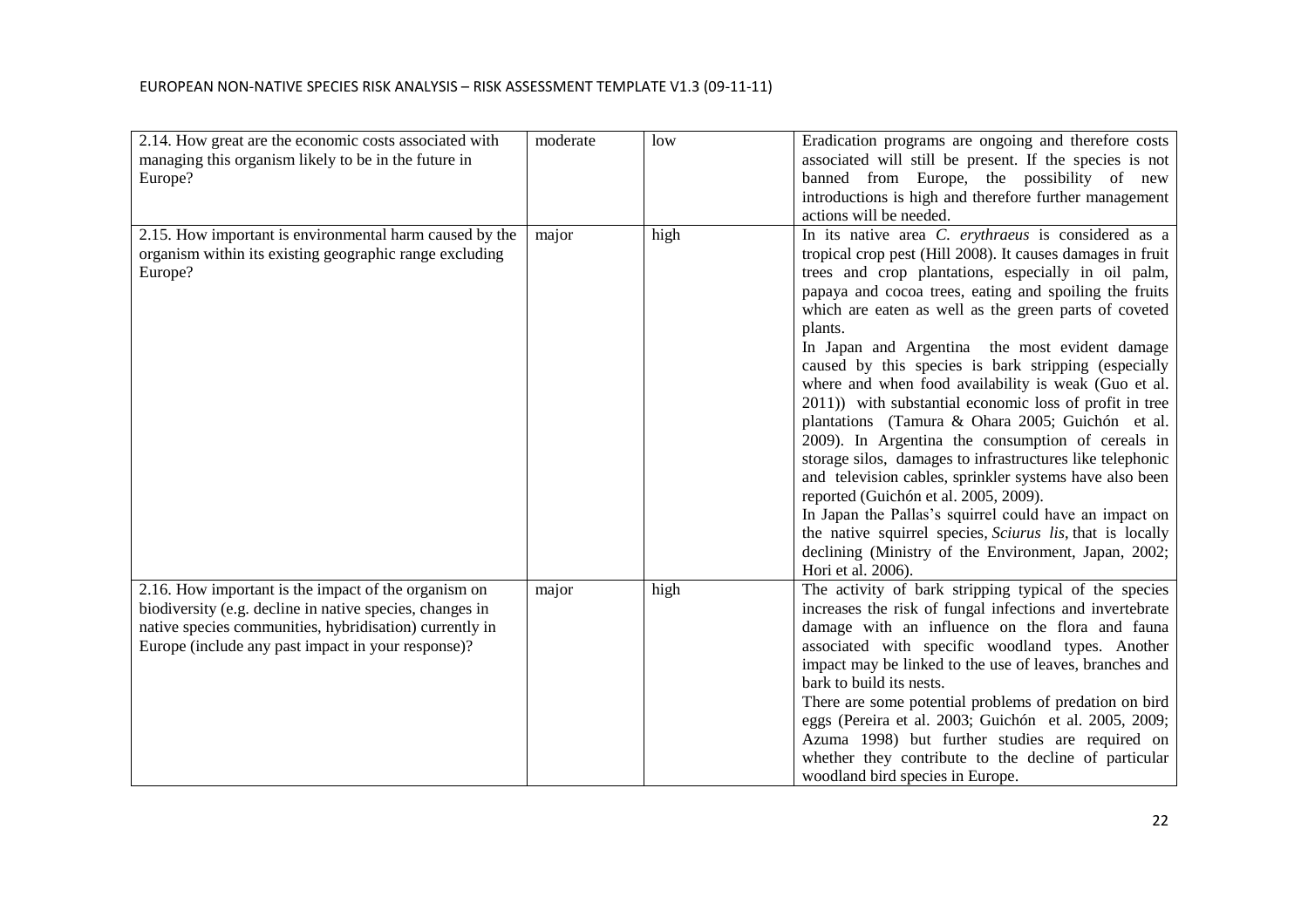| | | | |
|---|---|---|---|
| 2.14. How great are the economic costs associated with managing this organism likely to be in the future in Europe? | moderate | low | Eradication programs are ongoing and therefore costs associated will still be present. If the species is not banned from Europe, the possibility of new introductions is high and therefore further management actions will be needed. |
| 2.15. How important is environmental harm caused by the organism within its existing geographic range excluding Europe? | major | high | In its native area *C. erythraeus* is considered as a tropical crop pest (Hill 2008). It causes damages in fruit trees and crop plantations, especially in oil palm, papaya and cocoa trees, eating and spoiling the fruits which are eaten as well as the green parts of coveted plants.<br>In Japan and Argentina the most evident damage caused by this species is bark stripping (especially where and when food availability is weak (Guo et al. 2011)) with substantial economic loss of profit in tree plantations (Tamura & Ohara 2005; Guichón et al. 2009). In Argentina the consumption of cereals in storage silos, damages to infrastructures like telephonic and television cables, sprinkler systems have also been reported (Guichón et al. 2005, 2009).<br>In Japan the Pallas's squirrel could have an impact on the native squirrel species, *Sciurus lis*, that is locally declining (Ministry of the Environment, Japan, 2002; Hori et al. 2006). |
| 2.16. How important is the impact of the organism on biodiversity (e.g. decline in native species, changes in native species communities, hybridisation) currently in Europe (include any past impact in your response)? | major | high | The activity of bark stripping typical of the species increases the risk of fungal infections and invertebrate damage with an influence on the flora and fauna associated with specific woodland types. Another impact may be linked to the use of leaves, branches and bark to build its nests.<br>There are some potential problems of predation on bird eggs (Pereira et al. 2003; Guichón et al. 2005, 2009; Azuma 1998) but further studies are required on whether they contribute to the decline of particular woodland bird species in Europe. |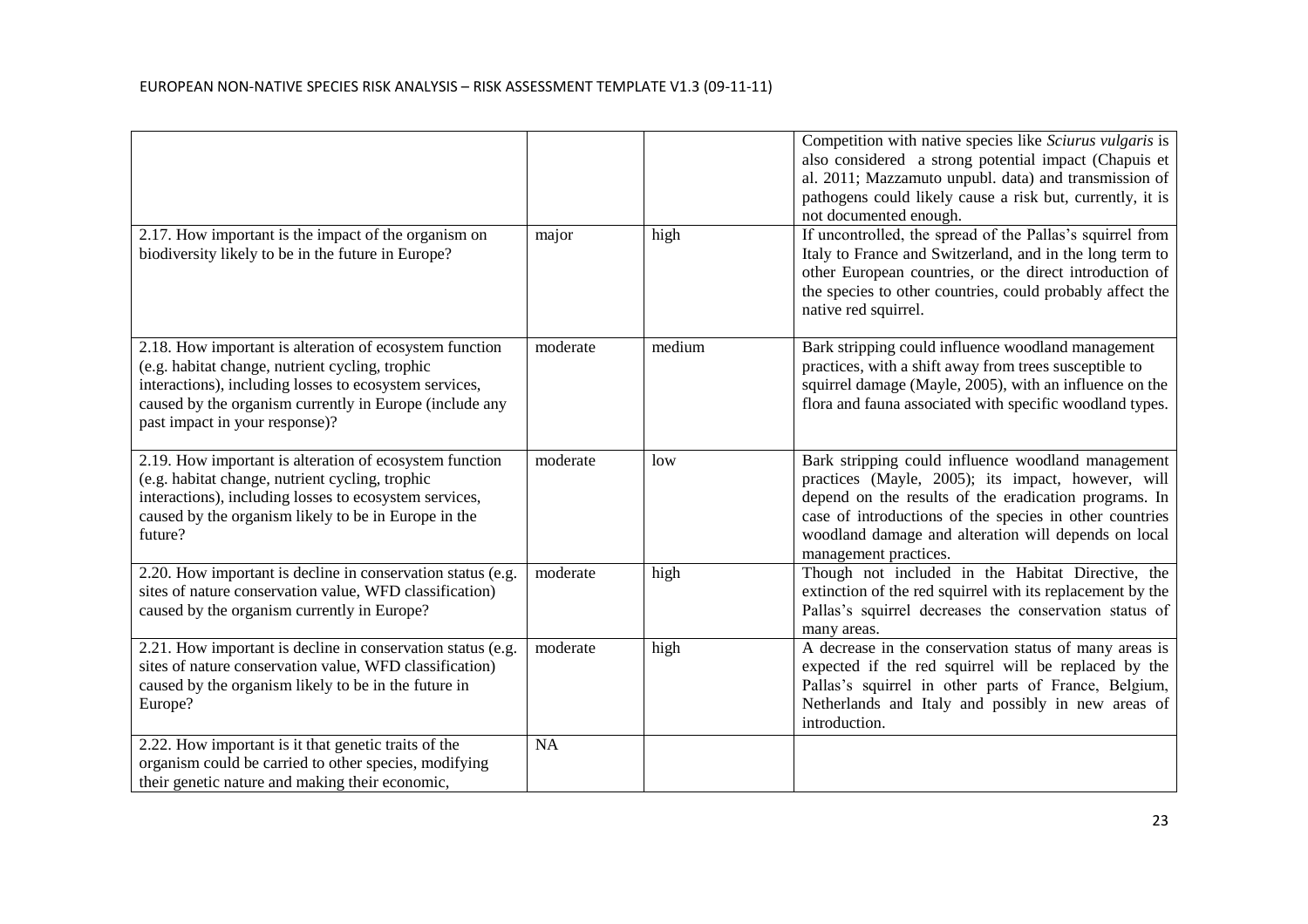| | | | |
|---|---|---|---|
| | | | Competition with native species like *Sciurus vulgaris* is also considered a strong potential impact (Chapuis et al. 2011; Mazzamuto unpubl. data) and transmission of pathogens could likely cause a risk but, currently, it is not documented enough. |
| 2.17. How important is the impact of the organism on biodiversity likely to be in the future in Europe? | major | high | If uncontrolled, the spread of the Pallas's squirrel from Italy to France and Switzerland, and in the long term to other European countries, or the direct introduction of the species to other countries, could probably affect the native red squirrel. |
| 2.18. How important is alteration of ecosystem function (e.g. habitat change, nutrient cycling, trophic interactions), including losses to ecosystem services, caused by the organism currently in Europe (include any past impact in your response)? | moderate | medium | Bark stripping could influence woodland management practices, with a shift away from trees susceptible to squirrel damage (Mayle, 2005), with an influence on the flora and fauna associated with specific woodland types. |
| 2.19. How important is alteration of ecosystem function (e.g. habitat change, nutrient cycling, trophic interactions), including losses to ecosystem services, caused by the organism likely to be in Europe in the future? | moderate | low | Bark stripping could influence woodland management practices (Mayle, 2005); its impact, however, will depend on the results of the eradication programs. In case of introductions of the species in other countries woodland damage and alteration will depends on local management practices. |
| 2.20. How important is decline in conservation status (e.g. sites of nature conservation value, WFD classification) caused by the organism currently in Europe? | moderate | high | Though not included in the Habitat Directive, the extinction of the red squirrel with its replacement by the Pallas's squirrel decreases the conservation status of many areas. |
| 2.21. How important is decline in conservation status (e.g. sites of nature conservation value, WFD classification) caused by the organism likely to be in the future in Europe? | moderate | high | A decrease in the conservation status of many areas is expected if the red squirrel will be replaced by the Pallas's squirrel in other parts of France, Belgium, Netherlands and Italy and possibly in new areas of introduction. |
| 2.22. How important is it that genetic traits of the organism could be carried to other species, modifying their genetic nature and making their economic, | NA | | |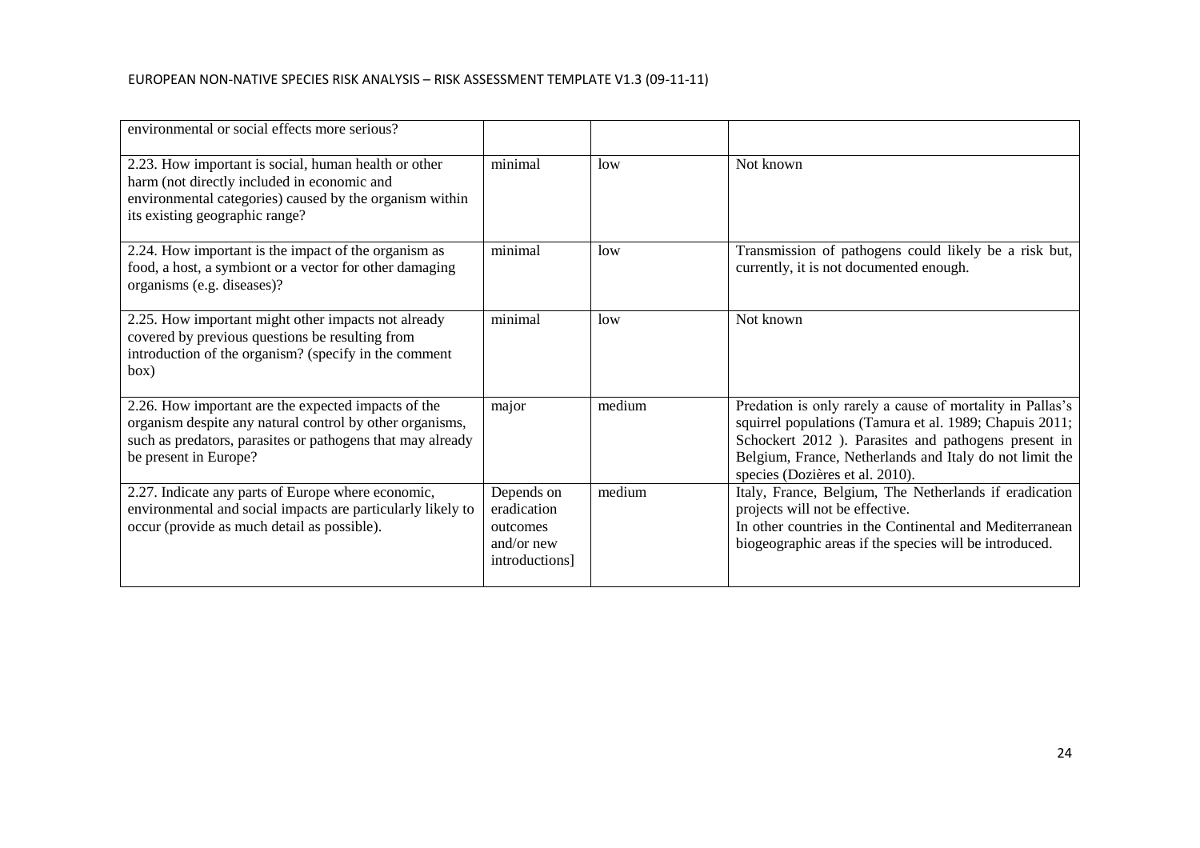| | | | |
|---|---|---|---|
| environmental or social effects more serious? | | | |
| 2.23. How important is social, human health or other harm (not directly included in economic and environmental categories) caused by the organism within its existing geographic range? | minimal | low | Not known |
| 2.24. How important is the impact of the organism as food, a host, a symbiont or a vector for other damaging organisms (e.g. diseases)? | minimal | low | Transmission of pathogens could likely be a risk but, currently, it is not documented enough. |
| 2.25. How important might other impacts not already covered by previous questions be resulting from introduction of the organism? (specify in the comment box) | minimal | low | Not known |
| 2.26. How important are the expected impacts of the organism despite any natural control by other organisms, such as predators, parasites or pathogens that may already be present in Europe? | major | medium | Predation is only rarely a cause of mortality in Pallas's squirrel populations (Tamura et al. 1989; Chapuis 2011; Schockert 2012 ). Parasites and pathogens present in Belgium, France, Netherlands and Italy do not limit the species (Dozières et al. 2010). |
| 2.27. Indicate any parts of Europe where economic, environmental and social impacts are particularly likely to occur (provide as much detail as possible). | Depends on eradication outcomes and/or new introductions] | medium | Italy, France, Belgium, The Netherlands if eradication projects will not be effective.<br>In other countries in the Continental and Mediterranean biogeographic areas if the species will be introduced. |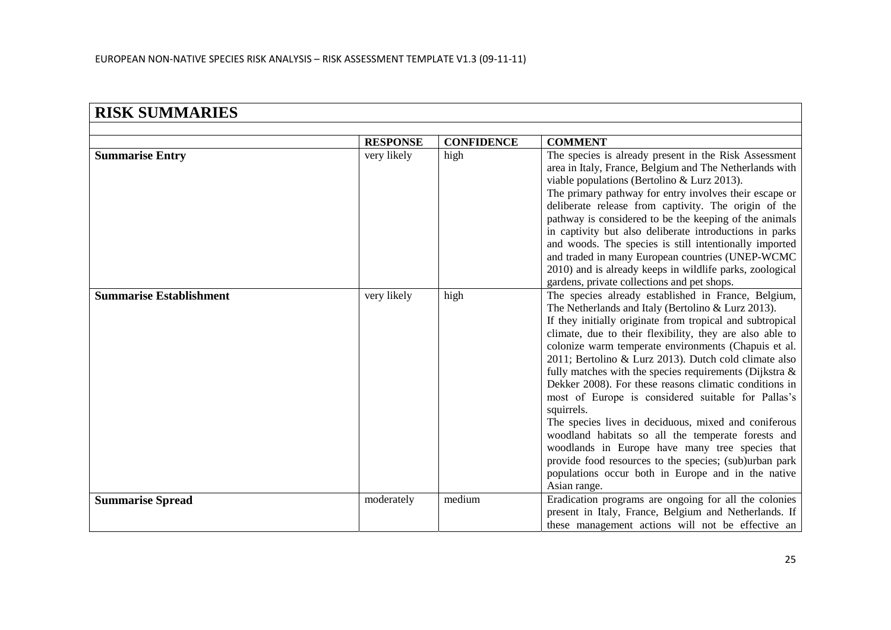| **RISK SUMMARIES** | | | |
|---|---|---|---|
| | **RESPONSE** | **CONFIDENCE** | **COMMENT** |
| **Summarise Entry** | very likely | high | The species is already present in the Risk Assessment area in Italy, France, Belgium and The Netherlands with viable populations (Bertolino & Lurz 2013).<br>The primary pathway for entry involves their escape or deliberate release from captivity. The origin of the pathway is considered to be the keeping of the animals in captivity but also deliberate introductions in parks and woods. The species is still intentionally imported and traded in many European countries (UNEP-WCMC 2010) and is already keeps in wildlife parks, zoological gardens, private collections and pet shops. |
| **Summarise Establishment** | very likely | high | The species already established in France, Belgium, The Netherlands and Italy (Bertolino & Lurz 2013).<br>If they initially originate from tropical and subtropical climate, due to their flexibility, they are also able to colonize warm temperate environments (Chapuis et al. 2011; Bertolino & Lurz 2013). Dutch cold climate also fully matches with the species requirements (Dijkstra & Dekker 2008). For these reasons climatic conditions in most of Europe is considered suitable for Pallas's squirrels.<br>The species lives in deciduous, mixed and coniferous woodland habitats so all the temperate forests and woodlands in Europe have many tree species that provide food resources to the species; (sub)urban park populations occur both in Europe and in the native Asian range. |
| **Summarise Spread** | moderately | medium | Eradication programs are ongoing for all the colonies present in Italy, France, Belgium and Netherlands. If these management actions will not be effective an |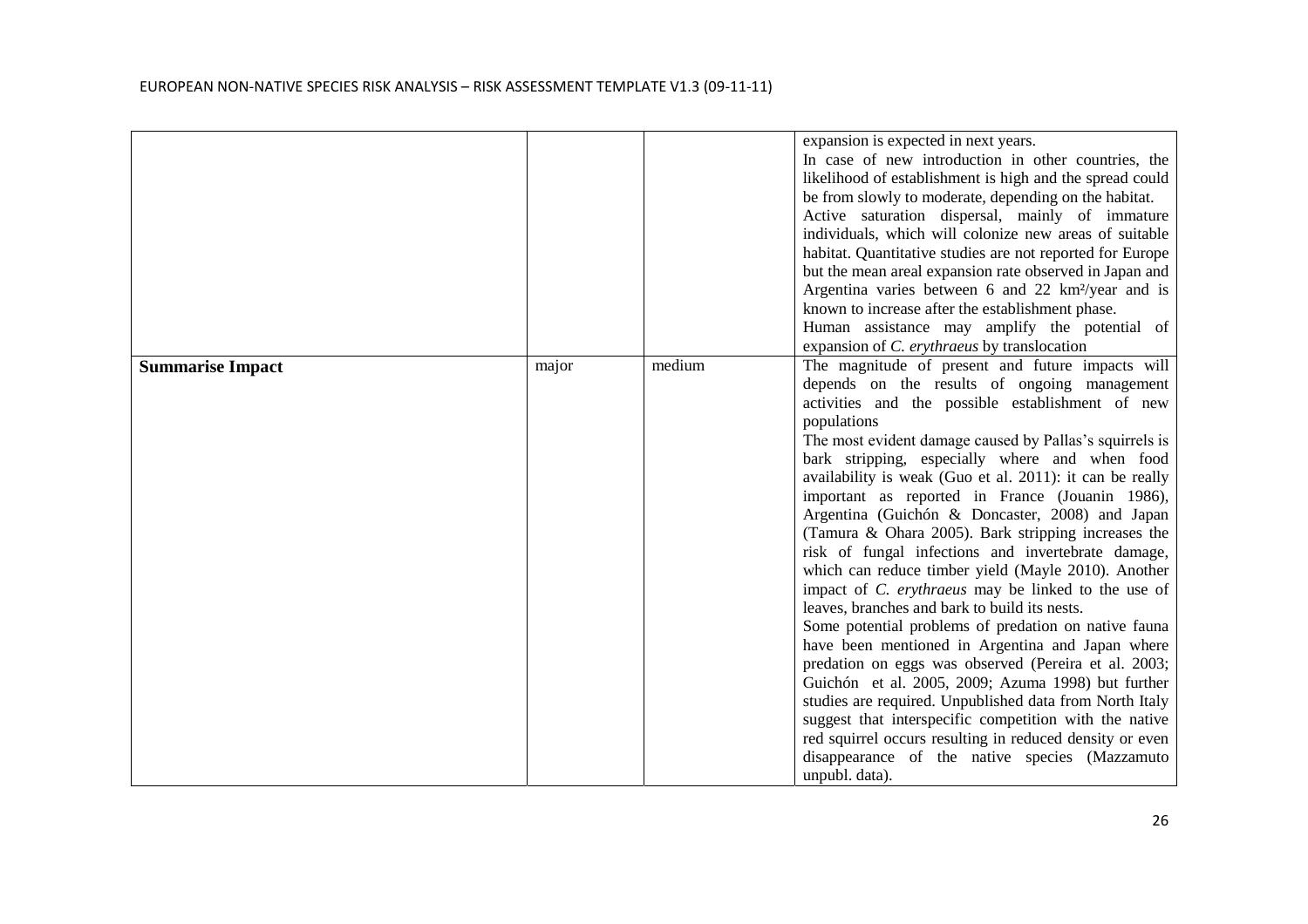| | | | |
|---|---|---|---|
| | | | expansion is expected in next years. In case of new introduction in other countries, the likelihood of establishment is high and the spread could be from slowly to moderate, depending on the habitat. Active saturation dispersal, mainly of immature individuals, which will colonize new areas of suitable habitat. Quantitative studies are not reported for Europe but the mean areal expansion rate observed in Japan and Argentina varies between 6 and 22 km²/year and is known to increase after the establishment phase. Human assistance may amplify the potential of expansion of *C. erythraeus* by translocation |
| **Summarise Impact** | major | medium | The magnitude of present and future impacts will depends on the results of ongoing management activities and the possible establishment of new populations The most evident damage caused by Pallas's squirrels is bark stripping, especially where and when food availability is weak (Guo et al. 2011): it can be really important as reported in France (Jouanin 1986), Argentina (Guichón & Doncaster, 2008) and Japan (Tamura & Ohara 2005). Bark stripping increases the risk of fungal infections and invertebrate damage, which can reduce timber yield (Mayle 2010). Another impact of *C. erythraeus* may be linked to the use of leaves, branches and bark to build its nests. Some potential problems of predation on native fauna have been mentioned in Argentina and Japan where predation on eggs was observed (Pereira et al. 2003; Guichón et al. 2005, 2009; Azuma 1998) but further studies are required. Unpublished data from North Italy suggest that interspecific competition with the native red squirrel occurs resulting in reduced density or even disappearance of the native species (Mazzamuto unpubl. data). |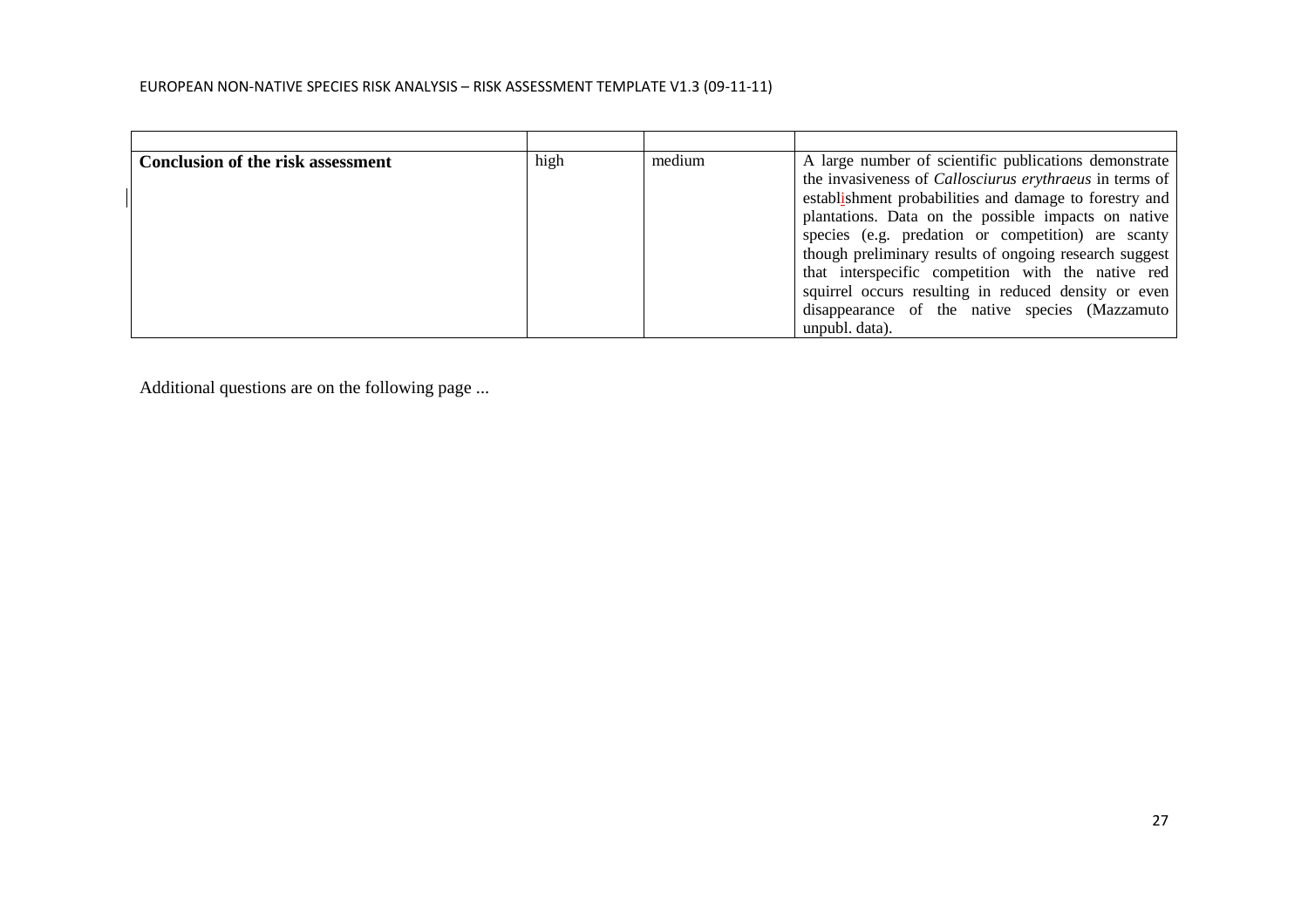| | | | |
|---|---|---|---|
| **Conclusion of the risk assessment** | high | medium | A large number of scientific publications demonstrate the invasiveness of *Callosciurus erythraeus* in terms of establishment probabilities and damage to forestry and plantations. Data on the possible impacts on native species (e.g. predation or competition) are scanty though preliminary results of ongoing research suggest that interspecific competition with the native red squirrel occurs resulting in reduced density or even disappearance of the native species (Mazzamuto unpubl. data). |

Additional questions are on the following page ...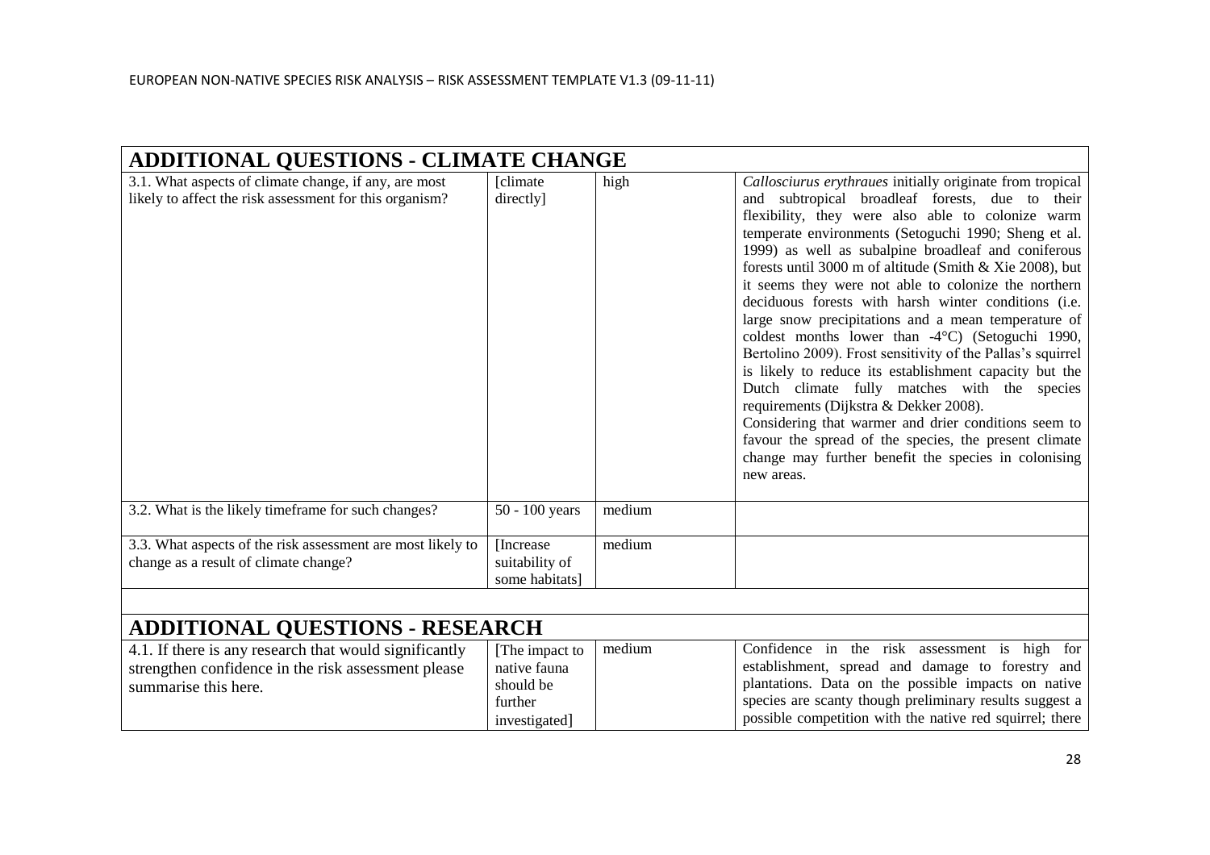## ADDITIONAL QUESTIONS - CLIMATE CHANGE

| | | | |
|---|---|---|---|
| 3.1. What aspects of climate change, if any, are most likely to affect the risk assessment for this organism? | [climate directly] | high | *Callosciurus erythraues* initially originate from tropical and subtropical broadleaf forests, due to their flexibility, they were also able to colonize warm temperate environments (Setoguchi 1990; Sheng et al. 1999) as well as subalpine broadleaf and coniferous forests until 3000 m of altitude (Smith & Xie 2008), but it seems they were not able to colonize the northern deciduous forests with harsh winter conditions (i.e. large snow precipitations and a mean temperature of coldest months lower than -4°C) (Setoguchi 1990, Bertolino 2009). Frost sensitivity of the Pallas's squirrel is likely to reduce its establishment capacity but the Dutch climate fully matches with the species requirements (Dijkstra & Dekker 2008).<br>Considering that warmer and drier conditions seem to favour the spread of the species, the present climate change may further benefit the species in colonising new areas. |
| 3.2. What is the likely timeframe for such changes? | 50 - 100 years | medium | |
| 3.3. What aspects of the risk assessment are most likely to change as a result of climate change? | [Increase suitability of some habitats] | medium | |

## ADDITIONAL QUESTIONS - RESEARCH

| | | | |
|---|---|---|---|
| 4.1. If there is any research that would significantly strengthen confidence in the risk assessment please summarise this here. | [The impact to native fauna should be further investigated] | medium | Confidence in the risk assessment is high for establishment, spread and damage to forestry and plantations. Data on the possible impacts on native species are scanty though preliminary results suggest a possible competition with the native red squirrel; there |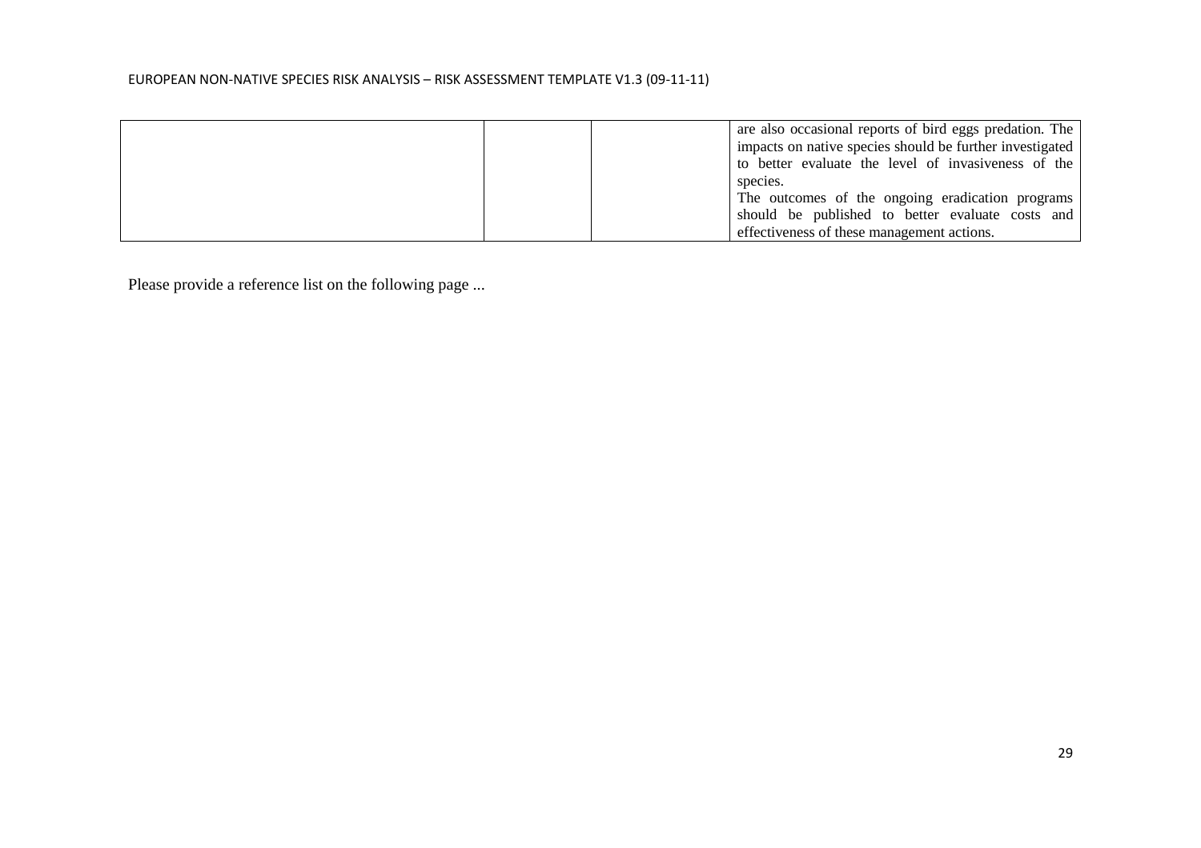|  |  |  |  |
| --- | --- | --- | --- |
|  |  |  | are also occasional reports of bird eggs predation. The impacts on native species should be further investigated to better evaluate the level of invasiveness of the species.<br>The outcomes of the ongoing eradication programs should be published to better evaluate costs and effectiveness of these management actions. |

Please provide a reference list on the following page ...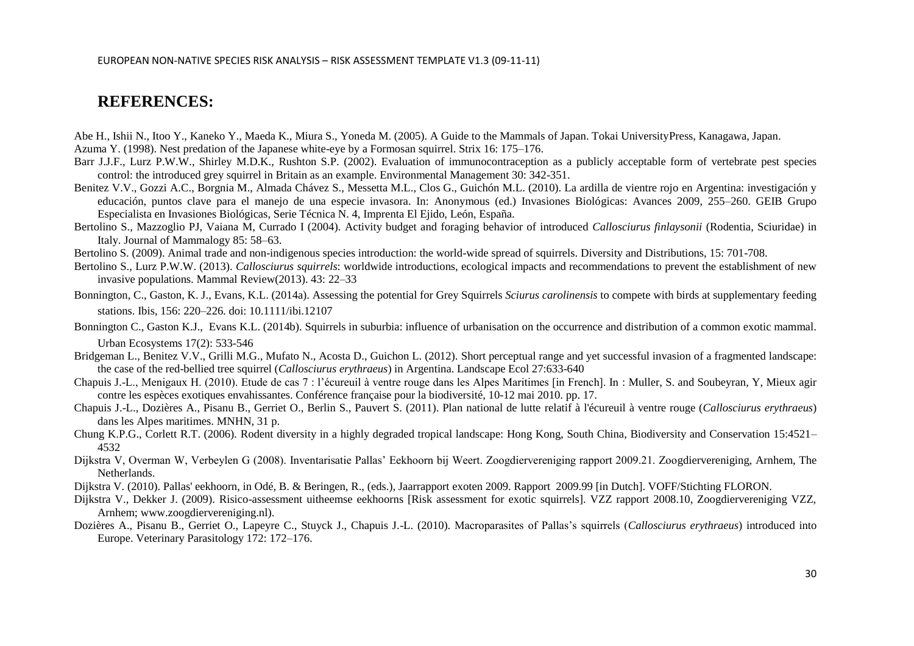## REFERENCES:

Abe H., Ishii N., Itoo Y., Kaneko Y., Maeda K., Miura S., Yoneda M. (2005). A Guide to the Mammals of Japan. Tokai UniversityPress, Kanagawa, Japan.

Azuma Y. (1998). Nest predation of the Japanese white-eye by a Formosan squirrel. Strix 16: 175–176.

Barr J.J.F., Lurz P.W.W., Shirley M.D.K., Rushton S.P. (2002). Evaluation of immunocontraception as a publicly acceptable form of vertebrate pest species control: the introduced grey squirrel in Britain as an example. Environmental Management 30: 342-351.

Benitez V.V., Gozzi A.C., Borgnia M., Almada Chávez S., Messetta M.L., Clos G., Guichón M.L. (2010). La ardilla de vientre rojo en Argentina: investigación y educación, puntos clave para el manejo de una especie invasora. In: Anonymous (ed.) Invasiones Biológicas: Avances 2009, 255–260. GEIB Grupo Especialista en Invasiones Biológicas, Serie Técnica N. 4, Imprenta El Ejido, León, España.

Bertolino S., Mazzoglio PJ, Vaiana M, Currado I (2004). Activity budget and foraging behavior of introduced *Callosciurus finlaysonii* (Rodentia, Sciuridae) in Italy. Journal of Mammalogy 85: 58–63.

Bertolino S. (2009). Animal trade and non-indigenous species introduction: the world-wide spread of squirrels. Diversity and Distributions, 15: 701-708.

Bertolino S., Lurz P.W.W. (2013). *Callosciurus squirrels*: worldwide introductions, ecological impacts and recommendations to prevent the establishment of new invasive populations. Mammal Review(2013). 43: 22–33

Bonnington, C., Gaston, K. J., Evans, K.L. (2014a). Assessing the potential for Grey Squirrels *Sciurus carolinensis* to compete with birds at supplementary feeding stations. Ibis, 156: 220–226. doi: 10.1111/ibi.12107

Bonnington C., Gaston K.J., Evans K.L. (2014b). Squirrels in suburbia: influence of urbanisation on the occurrence and distribution of a common exotic mammal. Urban Ecosystems 17(2): 533-546

Bridgeman L., Benitez V.V., Grilli M.G., Mufato N., Acosta D., Guichon L. (2012). Short perceptual range and yet successful invasion of a fragmented landscape: the case of the red-bellied tree squirrel (*Callosciurus erythraeus*) in Argentina. Landscape Ecol 27:633-640

Chapuis J.-L., Menigaux H. (2010). Etude de cas 7 : l'écureuil à ventre rouge dans les Alpes Maritimes [in French]. In : Muller, S. and Soubeyran, Y, Mieux agir contre les espèces exotiques envahissantes. Conférence française pour la biodiversité, 10-12 mai 2010. pp. 17.

Chapuis J.-L., Dozières A., Pisanu B., Gerriet O., Berlin S., Pauvert S. (2011). Plan national de lutte relatif à l'écureuil à ventre rouge (*Callosciurus erythraeus*) dans les Alpes maritimes. MNHN, 31 p.

Chung K.P.G., Corlett R.T. (2006). Rodent diversity in a highly degraded tropical landscape: Hong Kong, South China, Biodiversity and Conservation 15:4521–4532

Dijkstra V, Overman W, Verbeylen G (2008). Inventarisatie Pallas' Eekhoorn bij Weert. Zoogdiervereniging rapport 2009.21. Zoogdiervereniging, Arnhem, The Netherlands.

Dijkstra V. (2010). Pallas' eekhoorn, in Odé, B. & Beringen, R., (eds.), Jaarrapport exoten 2009. Rapport 2009.99 [in Dutch]. VOFF/Stichting FLORON.

Dijkstra V., Dekker J. (2009). Risico-assessment uitheemse eekhoorns [Risk assessment for exotic squirrels]. VZZ rapport 2008.10, Zoogdiervereniging VZZ, Arnhem; www.zoogdiervereniging.nl).

Dozières A., Pisanu B., Gerriet O., Lapeyre C., Stuyck J., Chapuis J.-L. (2010). Macroparasites of Pallas's squirrels (*Callosciurus erythraeus*) introduced into Europe. Veterinary Parasitology 172: 172–176.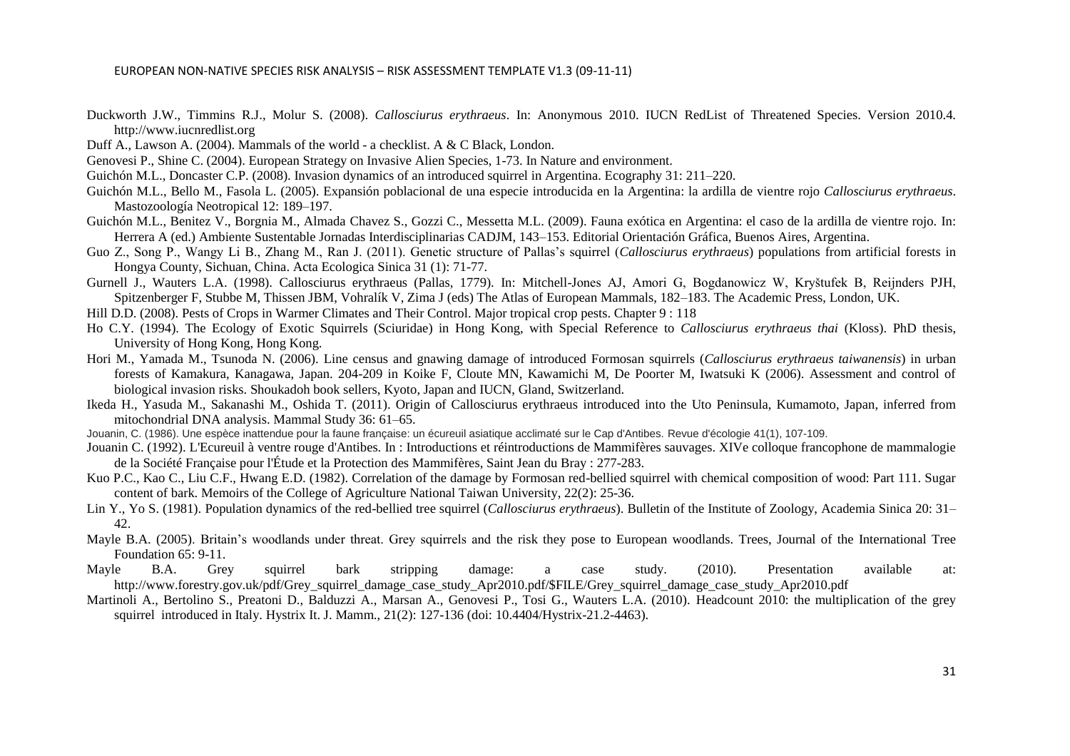Duckworth J.W., Timmins R.J., Molur S. (2008). *Callosciurus erythraeus*. In: Anonymous 2010. IUCN RedList of Threatened Species. Version 2010.4. http://www.iucnredlist.org

Duff A., Lawson A. (2004). Mammals of the world - a checklist. A & C Black, London.

Genovesi P., Shine C. (2004). European Strategy on Invasive Alien Species, 1-73. In Nature and environment.

Guichón M.L., Doncaster C.P. (2008). Invasion dynamics of an introduced squirrel in Argentina. Ecography 31: 211–220.

Guichón M.L., Bello M., Fasola L. (2005). Expansión poblacional de una especie introducida en la Argentina: la ardilla de vientre rojo *Callosciurus erythraeus*. Mastozoología Neotropical 12: 189–197.

Guichón M.L., Benitez V., Borgnia M., Almada Chavez S., Gozzi C., Messetta M.L. (2009). Fauna exótica en Argentina: el caso de la ardilla de vientre rojo. In: Herrera A (ed.) Ambiente Sustentable Jornadas Interdisciplinarias CADJM, 143–153. Editorial Orientación Gráfica, Buenos Aires, Argentina.

Guo Z., Song P., Wangy Li B., Zhang M., Ran J. (2011). Genetic structure of Pallas's squirrel (*Callosciurus erythraeus*) populations from artificial forests in Hongya County, Sichuan, China. Acta Ecologica Sinica 31 (1): 71-77.

Gurnell J., Wauters L.A. (1998). Callosciurus erythraeus (Pallas, 1779). In: Mitchell-Jones AJ, Amori G, Bogdanowicz W, Kryštufek B, Reijnders PJH, Spitzenberger F, Stubbe M, Thissen JBM, Vohralík V, Zima J (eds) The Atlas of European Mammals, 182–183. The Academic Press, London, UK.

Hill D.D. (2008). Pests of Crops in Warmer Climates and Their Control. Major tropical crop pests. Chapter 9 : 118

Ho C.Y. (1994). The Ecology of Exotic Squirrels (Sciuridae) in Hong Kong, with Special Reference to *Callosciurus erythraeus thai* (Kloss). PhD thesis, University of Hong Kong, Hong Kong.

Hori M., Yamada M., Tsunoda N. (2006). Line census and gnawing damage of introduced Formosan squirrels (*Callosciurus erythraeus taiwanensis*) in urban forests of Kamakura, Kanagawa, Japan. 204-209 in Koike F, Cloute MN, Kawamichi M, De Poorter M, Iwatsuki K (2006). Assessment and control of biological invasion risks. Shoukadoh book sellers, Kyoto, Japan and IUCN, Gland, Switzerland.

Ikeda H., Yasuda M., Sakanashi M., Oshida T. (2011). Origin of Callosciurus erythraeus introduced into the Uto Peninsula, Kumamoto, Japan, inferred from mitochondrial DNA analysis. Mammal Study 36: 61–65.

Jouanin, C. (1986). Une espèce inattendue pour la faune française: un écureuil asiatique acclimaté sur le Cap d'Antibes. Revue d'écologie 41(1), 107-109.

Jouanin C. (1992). L'Ecureuil à ventre rouge d'Antibes. In : Introductions et réintroductions de Mammifères sauvages. XIVe colloque francophone de mammalogie de la Société Française pour l'Étude et la Protection des Mammifères, Saint Jean du Bray : 277-283.

Kuo P.C., Kao C., Liu C.F., Hwang E.D. (1982). Correlation of the damage by Formosan red-bellied squirrel with chemical composition of wood: Part 111. Sugar content of bark. Memoirs of the College of Agriculture National Taiwan University, 22(2): 25-36.

Lin Y., Yo S. (1981). Population dynamics of the red-bellied tree squirrel (*Callosciurus erythraeus*). Bulletin of the Institute of Zoology, Academia Sinica 20: 31–42.

Mayle B.A. (2005). Britain's woodlands under threat. Grey squirrels and the risk they pose to European woodlands. Trees, Journal of the International Tree Foundation 65: 9-11.

Mayle B.A. Grey squirrel bark stripping damage: a case study. (2010). Presentation available at: http://www.forestry.gov.uk/pdf/Grey_squirrel_damage_case_study_Apr2010.pdf/$FILE/Grey_squirrel_damage_case_study_Apr2010.pdf

Martinoli A., Bertolino S., Preatoni D., Balduzzi A., Marsan A., Genovesi P., Tosi G., Wauters L.A. (2010). Headcount 2010: the multiplication of the grey squirrel introduced in Italy. Hystrix It. J. Mamm., 21(2): 127-136 (doi: 10.4404/Hystrix-21.2-4463).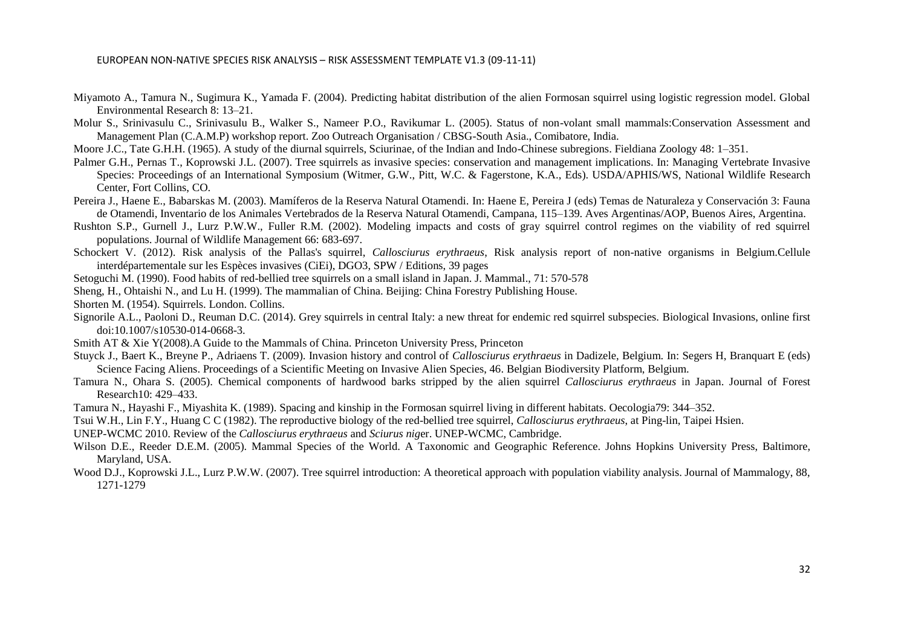Miyamoto A., Tamura N., Sugimura K., Yamada F. (2004). Predicting habitat distribution of the alien Formosan squirrel using logistic regression model. Global Environmental Research 8: 13–21.

Molur S., Srinivasulu C., Srinivasulu B., Walker S., Nameer P.O., Ravikumar L. (2005). Status of non-volant small mammals:Conservation Assessment and Management Plan (C.A.M.P) workshop report. Zoo Outreach Organisation / CBSG-South Asia., Comibatore, India.

Moore J.C., Tate G.H.H. (1965). A study of the diurnal squirrels, Sciurinae, of the Indian and Indo-Chinese subregions. Fieldiana Zoology 48: 1–351.

Palmer G.H., Pernas T., Koprowski J.L. (2007). Tree squirrels as invasive species: conservation and management implications. In: Managing Vertebrate Invasive Species: Proceedings of an International Symposium (Witmer, G.W., Pitt, W.C. & Fagerstone, K.A., Eds). USDA/APHIS/WS, National Wildlife Research Center, Fort Collins, CO.

Pereira J., Haene E., Babarskas M. (2003). Mamíferos de la Reserva Natural Otamendi. In: Haene E, Pereira J (eds) Temas de Naturaleza y Conservación 3: Fauna de Otamendi, Inventario de los Animales Vertebrados de la Reserva Natural Otamendi, Campana, 115–139. Aves Argentinas/AOP, Buenos Aires, Argentina.

Rushton S.P., Gurnell J., Lurz P.W.W., Fuller R.M. (2002). Modeling impacts and costs of gray squirrel control regimes on the viability of red squirrel populations. Journal of Wildlife Management 66: 683-697.

Schockert V. (2012). Risk analysis of the Pallas's squirrel, *Callosciurus erythraeus*, Risk analysis report of non-native organisms in Belgium.Cellule interdépartementale sur les Espèces invasives (CiEi), DGO3, SPW / Editions, 39 pages

Setoguchi M. (1990). Food habits of red-bellied tree squirrels on a small island in Japan. J. Mammal., 71: 570-578

Sheng, H., Ohtaishi N., and Lu H. (1999). The mammalian of China. Beijing: China Forestry Publishing House.

Shorten M. (1954). Squirrels. London. Collins.

Signorile A.L., Paoloni D., Reuman D.C. (2014). Grey squirrels in central Italy: a new threat for endemic red squirrel subspecies. Biological Invasions, online first doi:10.1007/s10530-014-0668-3.

Smith AT & Xie Y(2008).A Guide to the Mammals of China. Princeton University Press, Princeton

Stuyck J., Baert K., Breyne P., Adriaens T. (2009). Invasion history and control of *Callosciurus erythraeus* in Dadizele, Belgium. In: Segers H, Branquart E (eds) Science Facing Aliens. Proceedings of a Scientific Meeting on Invasive Alien Species, 46. Belgian Biodiversity Platform, Belgium.

Tamura N., Ohara S. (2005). Chemical components of hardwood barks stripped by the alien squirrel *Callosciurus erythraeus* in Japan. Journal of Forest Research10: 429–433.

Tamura N., Hayashi F., Miyashita K. (1989). Spacing and kinship in the Formosan squirrel living in different habitats. Oecologia79: 344–352.

Tsui W.H., Lin F.Y., Huang C C (1982). The reproductive biology of the red-bellied tree squirrel, *Callosciurus erythraeus*, at Ping-lin, Taipei Hsien.

UNEP-WCMC 2010. Review of the *Callosciurus erythraeus* and *Sciurus nig*er. UNEP-WCMC, Cambridge.

Wilson D.E., Reeder D.E.M. (2005). Mammal Species of the World. A Taxonomic and Geographic Reference. Johns Hopkins University Press, Baltimore, Maryland, USA.

Wood D.J., Koprowski J.L., Lurz P.W.W. (2007). Tree squirrel introduction: A theoretical approach with population viability analysis. Journal of Mammalogy, 88, 1271-1279